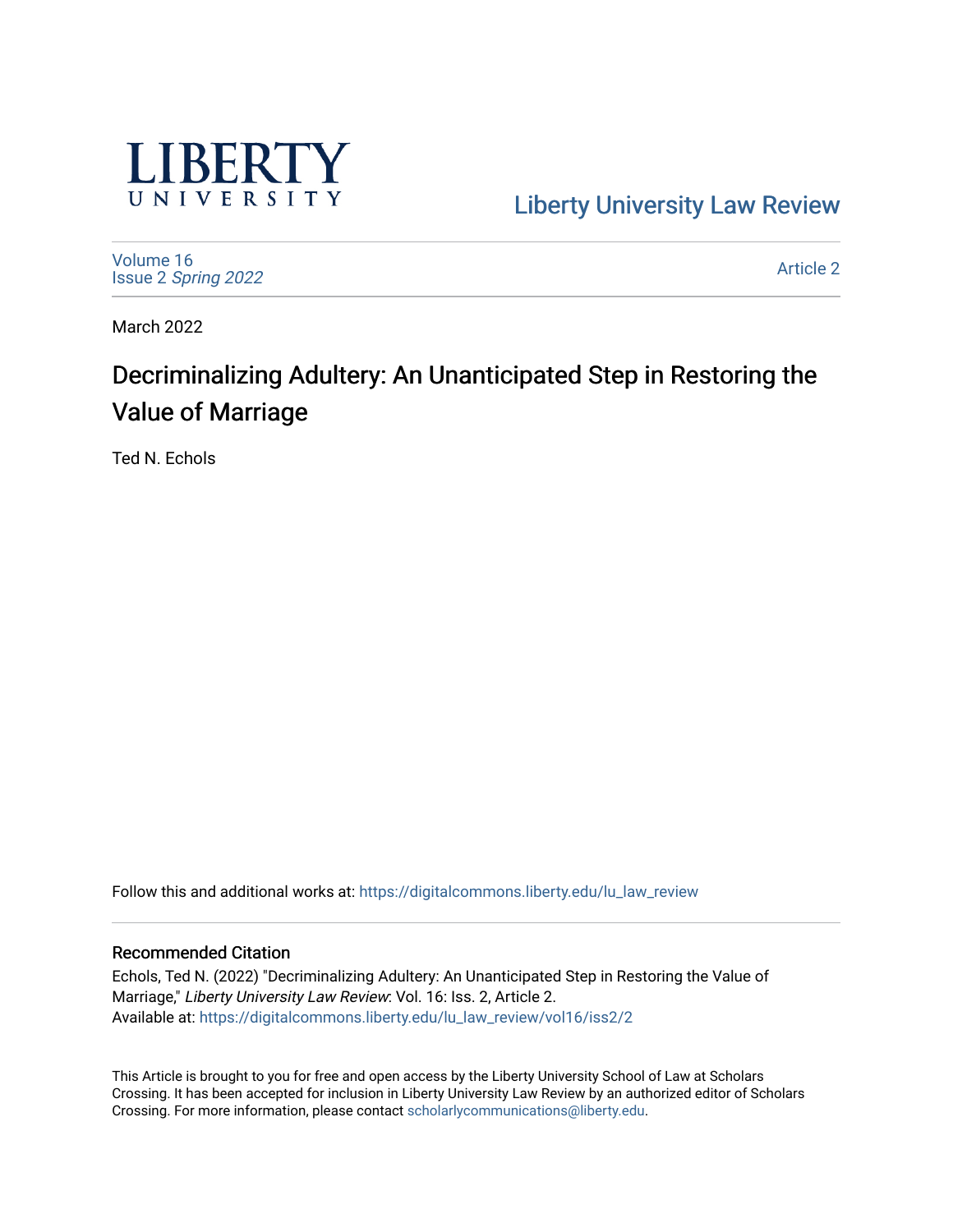Liberty University Law Review

Volume 16
Issue 2 *Spring 2022*

Article 2

March 2022

# Decriminalizing Adultery: An Unanticipated Step in Restoring the Value of Marriage

Ted N. Echols

Follow this and additional works at: https://digitalcommons.liberty.edu/lu_law_review

### Recommended Citation

Echols, Ted N. (2022) "Decriminalizing Adultery: An Unanticipated Step in Restoring the Value of Marriage," *Liberty University Law Review*: Vol. 16: Iss. 2, Article 2.
Available at: https://digitalcommons.liberty.edu/lu_law_review/vol16/iss2/2

This Article is brought to you for free and open access by the Liberty University School of Law at Scholars Crossing. It has been accepted for inclusion in Liberty University Law Review by an authorized editor of Scholars Crossing. For more information, please contact scholarlycommunications@liberty.edu.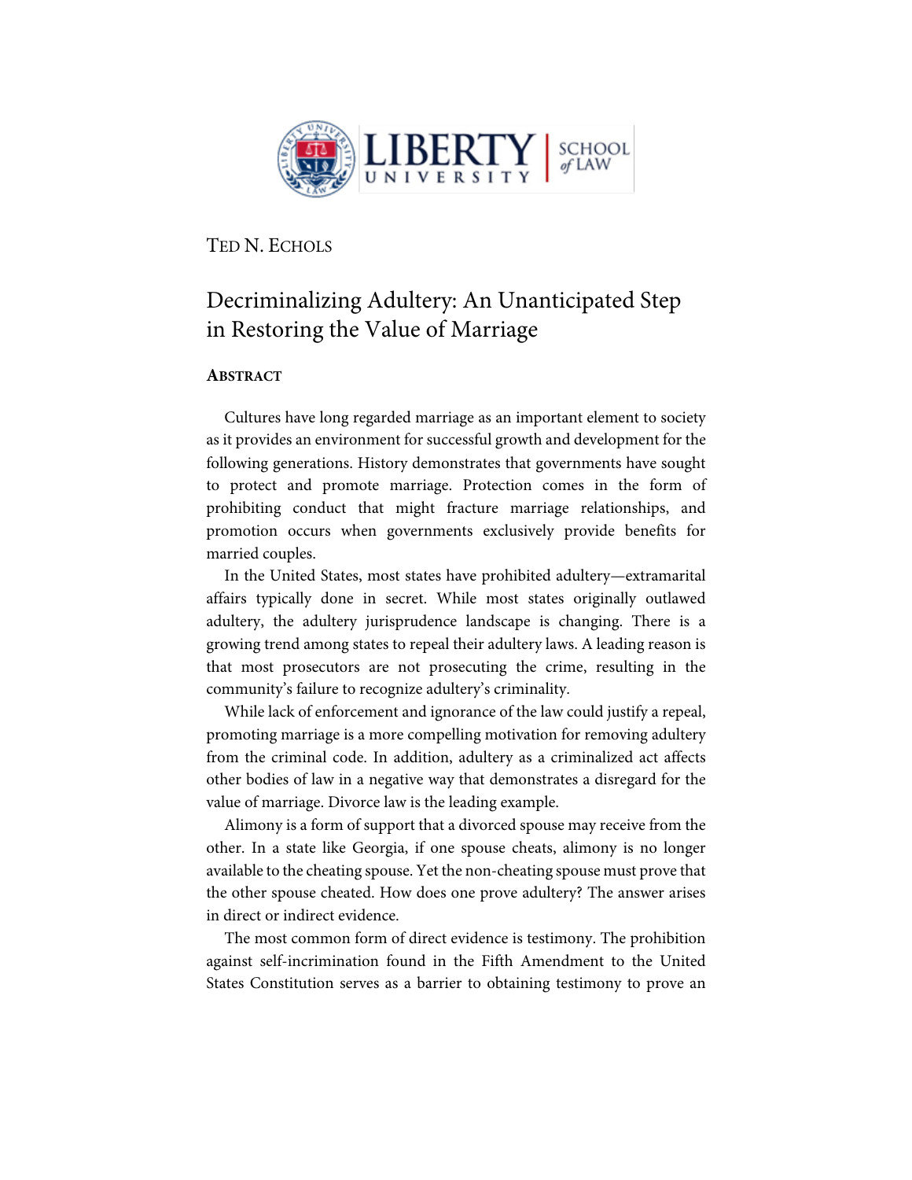TED N. ECHOLS

# Decriminalizing Adultery: An Unanticipated Step in Restoring the Value of Marriage

## ABSTRACT

Cultures have long regarded marriage as an important element to society as it provides an environment for successful growth and development for the following generations. History demonstrates that governments have sought to protect and promote marriage. Protection comes in the form of prohibiting conduct that might fracture marriage relationships, and promotion occurs when governments exclusively provide benefits for married couples.

In the United States, most states have prohibited adultery—extramarital affairs typically done in secret. While most states originally outlawed adultery, the adultery jurisprudence landscape is changing. There is a growing trend among states to repeal their adultery laws. A leading reason is that most prosecutors are not prosecuting the crime, resulting in the community's failure to recognize adultery's criminality.

While lack of enforcement and ignorance of the law could justify a repeal, promoting marriage is a more compelling motivation for removing adultery from the criminal code. In addition, adultery as a criminalized act affects other bodies of law in a negative way that demonstrates a disregard for the value of marriage. Divorce law is the leading example.

Alimony is a form of support that a divorced spouse may receive from the other. In a state like Georgia, if one spouse cheats, alimony is no longer available to the cheating spouse. Yet the non-cheating spouse must prove that the other spouse cheated. How does one prove adultery? The answer arises in direct or indirect evidence.

The most common form of direct evidence is testimony. The prohibition against self-incrimination found in the Fifth Amendment to the United States Constitution serves as a barrier to obtaining testimony to prove an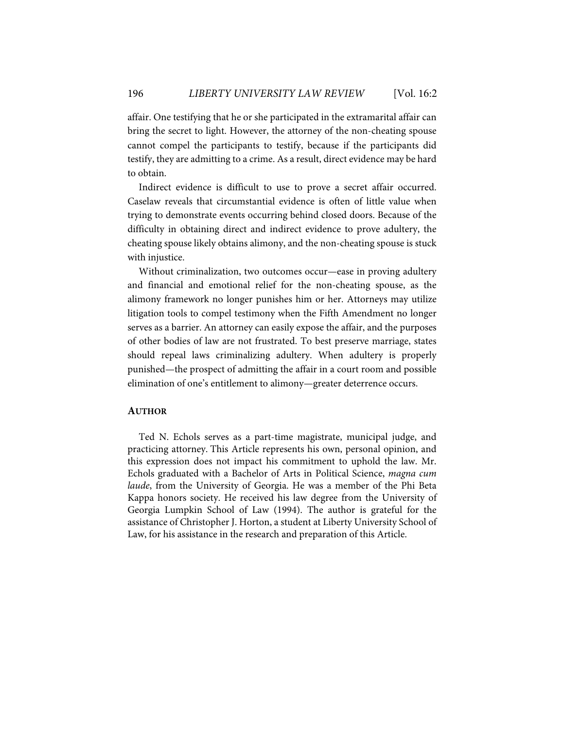affair. One testifying that he or she participated in the extramarital affair can bring the secret to light. However, the attorney of the non-cheating spouse cannot compel the participants to testify, because if the participants did testify, they are admitting to a crime. As a result, direct evidence may be hard to obtain.

Indirect evidence is difficult to use to prove a secret affair occurred. Caselaw reveals that circumstantial evidence is often of little value when trying to demonstrate events occurring behind closed doors. Because of the difficulty in obtaining direct and indirect evidence to prove adultery, the cheating spouse likely obtains alimony, and the non-cheating spouse is stuck with injustice.

Without criminalization, two outcomes occur—ease in proving adultery and financial and emotional relief for the non-cheating spouse, as the alimony framework no longer punishes him or her. Attorneys may utilize litigation tools to compel testimony when the Fifth Amendment no longer serves as a barrier. An attorney can easily expose the affair, and the purposes of other bodies of law are not frustrated. To best preserve marriage, states should repeal laws criminalizing adultery. When adultery is properly punished—the prospect of admitting the affair in a court room and possible elimination of one's entitlement to alimony—greater deterrence occurs.

## AUTHOR

Ted N. Echols serves as a part-time magistrate, municipal judge, and practicing attorney. This Article represents his own, personal opinion, and this expression does not impact his commitment to uphold the law. Mr. Echols graduated with a Bachelor of Arts in Political Science, *magna cum laude*, from the University of Georgia. He was a member of the Phi Beta Kappa honors society. He received his law degree from the University of Georgia Lumpkin School of Law (1994). The author is grateful for the assistance of Christopher J. Horton, a student at Liberty University School of Law, for his assistance in the research and preparation of this Article.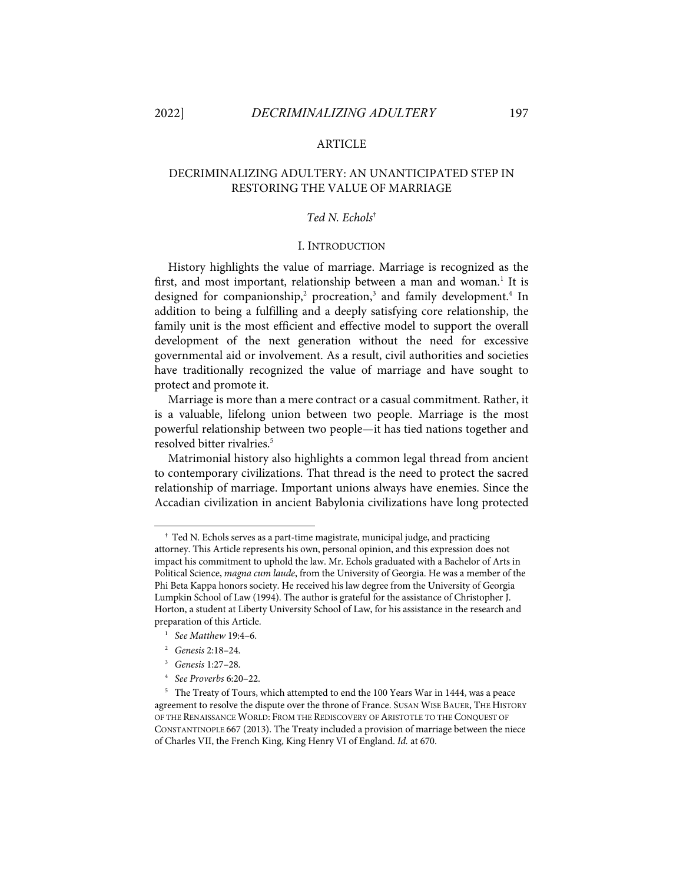ARTICLE

# DECRIMINALIZING ADULTERY: AN UNANTICIPATED STEP IN RESTORING THE VALUE OF MARRIAGE

*Ted N. Echols*[†]

## I. INTRODUCTION

History highlights the value of marriage. Marriage is recognized as the first, and most important, relationship between a man and woman.[1] It is designed for companionship,[2] procreation,[3] and family development.[4] In addition to being a fulfilling and a deeply satisfying core relationship, the family unit is the most efficient and effective model to support the overall development of the next generation without the need for excessive governmental aid or involvement. As a result, civil authorities and societies have traditionally recognized the value of marriage and have sought to protect and promote it.

Marriage is more than a mere contract or a casual commitment. Rather, it is a valuable, lifelong union between two people. Marriage is the most powerful relationship between two people—it has tied nations together and resolved bitter rivalries.[5]

Matrimonial history also highlights a common legal thread from ancient to contemporary civilizations. That thread is the need to protect the sacred relationship of marriage. Important unions always have enemies. Since the Accadian civilization in ancient Babylonia civilizations have long protected

---

[†] Ted N. Echols serves as a part-time magistrate, municipal judge, and practicing attorney. This Article represents his own, personal opinion, and this expression does not impact his commitment to uphold the law. Mr. Echols graduated with a Bachelor of Arts in Political Science, *magna cum laude*, from the University of Georgia. He was a member of the Phi Beta Kappa honors society. He received his law degree from the University of Georgia Lumpkin School of Law (1994). The author is grateful for the assistance of Christopher J. Horton, a student at Liberty University School of Law, for his assistance in the research and preparation of this Article.

[1] *See Matthew* 19:4–6.

[2] *Genesis* 2:18–24.

[3] *Genesis* 1:27–28.

[4] *See Proverbs* 6:20–22.

[5] The Treaty of Tours, which attempted to end the 100 Years War in 1444, was a peace agreement to resolve the dispute over the throne of France. SUSAN WISE BAUER, THE HISTORY OF THE RENAISSANCE WORLD: FROM THE REDISCOVERY OF ARISTOTLE TO THE CONQUEST OF CONSTANTINOPLE 667 (2013). The Treaty included a provision of marriage between the niece of Charles VII, the French King, King Henry VI of England. *Id.* at 670.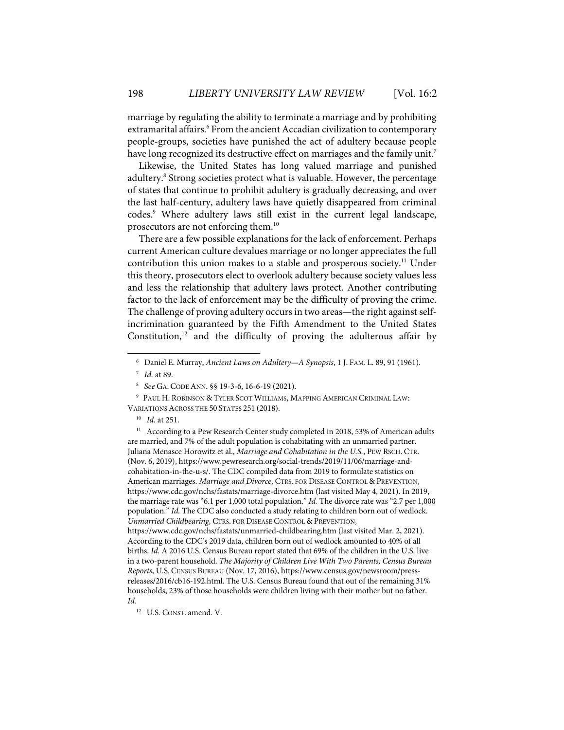marriage by regulating the ability to terminate a marriage and by prohibiting extramarital affairs.[6] From the ancient Accadian civilization to contemporary people-groups, societies have punished the act of adultery because people have long recognized its destructive effect on marriages and the family unit.[7]

Likewise, the United States has long valued marriage and punished adultery.[8] Strong societies protect what is valuable. However, the percentage of states that continue to prohibit adultery is gradually decreasing, and over the last half-century, adultery laws have quietly disappeared from criminal codes.[9] Where adultery laws still exist in the current legal landscape, prosecutors are not enforcing them.[10]

There are a few possible explanations for the lack of enforcement. Perhaps current American culture devalues marriage or no longer appreciates the full contribution this union makes to a stable and prosperous society.[11] Under this theory, prosecutors elect to overlook adultery because society values less and less the relationship that adultery laws protect. Another contributing factor to the lack of enforcement may be the difficulty of proving the crime. The challenge of proving adultery occurs in two areas—the right against self-incrimination guaranteed by the Fifth Amendment to the United States Constitution,[12] and the difficulty of proving the adulterous affair by

---

[6] Daniel E. Murray, *Ancient Laws on Adultery—A Synopsis*, 1 J. FAM. L. 89, 91 (1961).

[7] *Id.* at 89.

[8] *See* GA. CODE ANN. §§ 19-3-6, 16-6-19 (2021).

[9] PAUL H. ROBINSON & TYLER SCOT WILLIAMS, MAPPING AMERICAN CRIMINAL LAW: VARIATIONS ACROSS THE 50 STATES 251 (2018).

[10] *Id.* at 251.

[11] According to a Pew Research Center study completed in 2018, 53% of American adults are married, and 7% of the adult population is cohabitating with an unmarried partner. Juliana Menasce Horowitz et al., *Marriage and Cohabitation in the U.S.*, PEW RSCH. CTR. (Nov. 6, 2019), https://www.pewresearch.org/social-trends/2019/11/06/marriage-and-cohabitation-in-the-u-s/. The CDC compiled data from 2019 to formulate statistics on American marriages. *Marriage and Divorce*, CTRS. FOR DISEASE CONTROL & PREVENTION, https://www.cdc.gov/nchs/fastats/marriage-divorce.htm (last visited May 4, 2021). In 2019, the marriage rate was "6.1 per 1,000 total population." *Id.* The divorce rate was "2.7 per 1,000 population." *Id.* The CDC also conducted a study relating to children born out of wedlock. *Unmarried Childbearing*, CTRS. FOR DISEASE CONTROL & PREVENTION, https://www.cdc.gov/nchs/fastats/unmarried-childbearing.htm (last visited Mar. 2, 2021). According to the CDC's 2019 data, children born out of wedlock amounted to 40% of all births. *Id.* A 2016 U.S. Census Bureau report stated that 69% of the children in the U.S. live in a two-parent household. *The Majority of Children Live With Two Parents, Census Bureau Reports*, U.S. CENSUS BUREAU (Nov. 17, 2016), https://www.census.gov/newsroom/press-releases/2016/cb16-192.html. The U.S. Census Bureau found that out of the remaining 31% households, 23% of those households were children living with their mother but no father. *Id.*

[12] U.S. CONST. amend. V.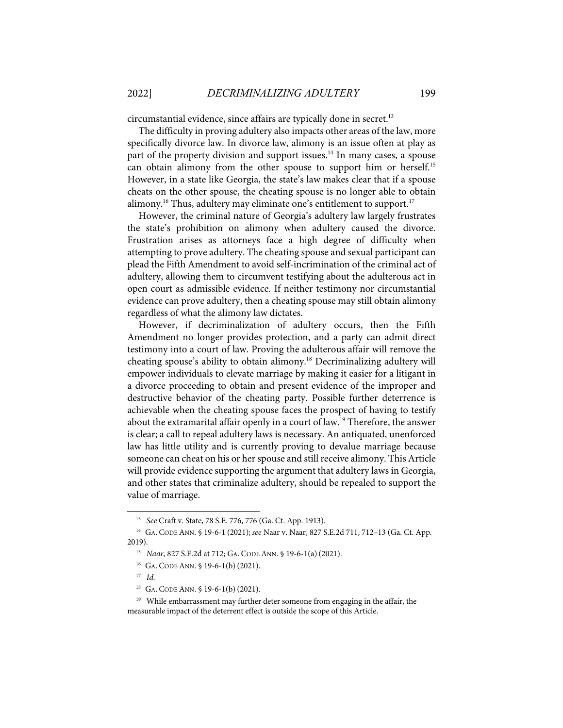circumstantial evidence, since affairs are typically done in secret.[13]

The difficulty in proving adultery also impacts other areas of the law, more specifically divorce law. In divorce law, alimony is an issue often at play as part of the property division and support issues.[14] In many cases, a spouse can obtain alimony from the other spouse to support him or herself.[15] However, in a state like Georgia, the state's law makes clear that if a spouse cheats on the other spouse, the cheating spouse is no longer able to obtain alimony.[16] Thus, adultery may eliminate one's entitlement to support.[17]

However, the criminal nature of Georgia's adultery law largely frustrates the state's prohibition on alimony when adultery caused the divorce. Frustration arises as attorneys face a high degree of difficulty when attempting to prove adultery. The cheating spouse and sexual participant can plead the Fifth Amendment to avoid self-incrimination of the criminal act of adultery, allowing them to circumvent testifying about the adulterous act in open court as admissible evidence. If neither testimony nor circumstantial evidence can prove adultery, then a cheating spouse may still obtain alimony regardless of what the alimony law dictates.

However, if decriminalization of adultery occurs, then the Fifth Amendment no longer provides protection, and a party can admit direct testimony into a court of law. Proving the adulterous affair will remove the cheating spouse's ability to obtain alimony.[18] Decriminalizing adultery will empower individuals to elevate marriage by making it easier for a litigant in a divorce proceeding to obtain and present evidence of the improper and destructive behavior of the cheating party. Possible further deterrence is achievable when the cheating spouse faces the prospect of having to testify about the extramarital affair openly in a court of law.[19] Therefore, the answer is clear; a call to repeal adultery laws is necessary. An antiquated, unenforced law has little utility and is currently proving to devalue marriage because someone can cheat on his or her spouse and still receive alimony. This Article will provide evidence supporting the argument that adultery laws in Georgia, and other states that criminalize adultery, should be repealed to support the value of marriage.

---

[13] *See* Craft v. State, 78 S.E. 776, 776 (Ga. Ct. App. 1913).

[14] GA. CODE ANN. § 19-6-1 (2021); *see* Naar v. Naar, 827 S.E.2d 711, 712–13 (Ga. Ct. App. 2019).

[15] *Naar*, 827 S.E.2d at 712; GA. CODE ANN. § 19-6-1(a) (2021).

[16] GA. CODE ANN. § 19-6-1(b) (2021).

[17] *Id.*

[18] GA. CODE ANN. § 19-6-1(b) (2021).

[19] While embarrassment may further deter someone from engaging in the affair, the measurable impact of the deterrent effect is outside the scope of this Article.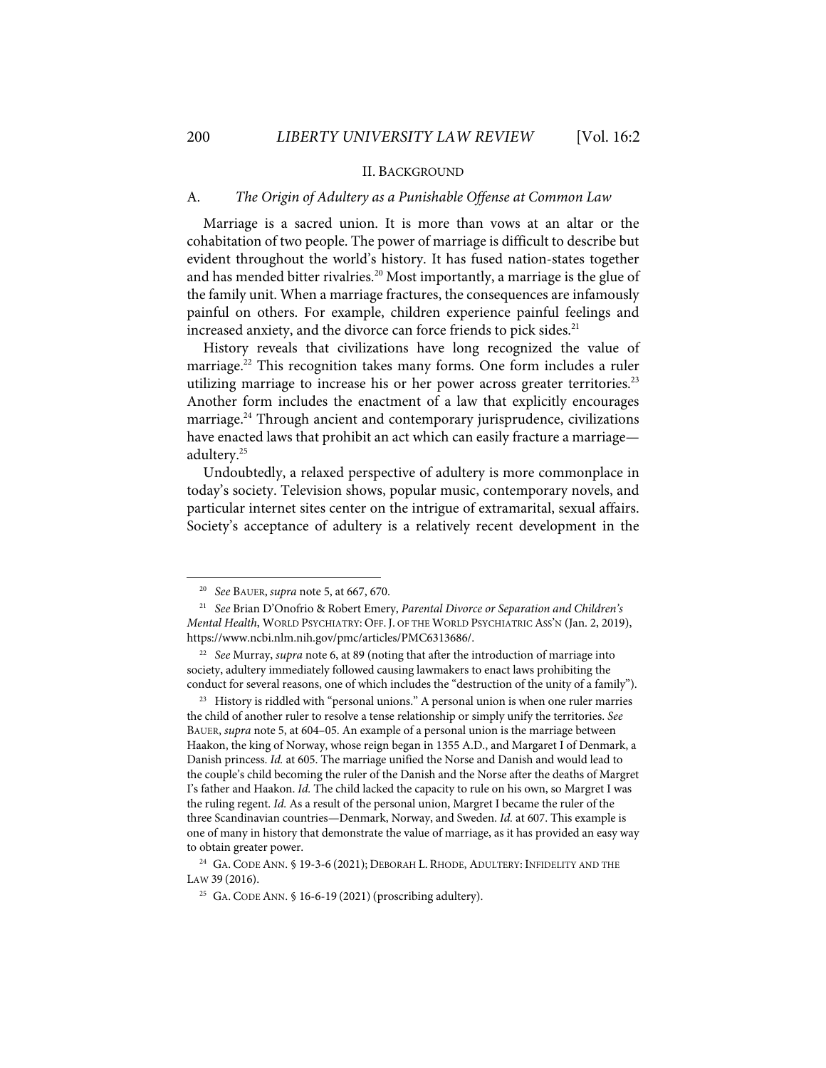## II. BACKGROUND

### A. *The Origin of Adultery as a Punishable Offense at Common Law*

Marriage is a sacred union. It is more than vows at an altar or the cohabitation of two people. The power of marriage is difficult to describe but evident throughout the world's history. It has fused nation-states together and has mended bitter rivalries.[20] Most importantly, a marriage is the glue of the family unit. When a marriage fractures, the consequences are infamously painful on others. For example, children experience painful feelings and increased anxiety, and the divorce can force friends to pick sides.[21]

History reveals that civilizations have long recognized the value of marriage.[22] This recognition takes many forms. One form includes a ruler utilizing marriage to increase his or her power across greater territories.[23] Another form includes the enactment of a law that explicitly encourages marriage.[24] Through ancient and contemporary jurisprudence, civilizations have enacted laws that prohibit an act which can easily fracture a marriage—adultery.[25]

Undoubtedly, a relaxed perspective of adultery is more commonplace in today's society. Television shows, popular music, contemporary novels, and particular internet sites center on the intrigue of extramarital, sexual affairs. Society's acceptance of adultery is a relatively recent development in the

---

[20] *See* BAUER, *supra* note 5, at 667, 670.

[21] *See* Brian D'Onofrio & Robert Emery, *Parental Divorce or Separation and Children's Mental Health*, WORLD PSYCHIATRY: OFF. J. OF THE WORLD PSYCHIATRIC ASS'N (Jan. 2, 2019), https://www.ncbi.nlm.nih.gov/pmc/articles/PMC6313686/.

[22] *See* Murray, *supra* note 6, at 89 (noting that after the introduction of marriage into society, adultery immediately followed causing lawmakers to enact laws prohibiting the conduct for several reasons, one of which includes the "destruction of the unity of a family").

[23] History is riddled with "personal unions." A personal union is when one ruler marries the child of another ruler to resolve a tense relationship or simply unify the territories. *See* BAUER, *supra* note 5, at 604–05. An example of a personal union is the marriage between Haakon, the king of Norway, whose reign began in 1355 A.D., and Margaret I of Denmark, a Danish princess. *Id.* at 605. The marriage unified the Norse and Danish and would lead to the couple's child becoming the ruler of the Danish and the Norse after the deaths of Margret I's father and Haakon. *Id.* The child lacked the capacity to rule on his own, so Margret I was the ruling regent. *Id.* As a result of the personal union, Margret I became the ruler of the three Scandinavian countries—Denmark, Norway, and Sweden. *Id.* at 607. This example is one of many in history that demonstrate the value of marriage, as it has provided an easy way to obtain greater power.

[24] GA. CODE ANN. § 19-3-6 (2021); DEBORAH L. RHODE, ADULTERY: INFIDELITY AND THE LAW 39 (2016).

[25] GA. CODE ANN. § 16-6-19 (2021) (proscribing adultery).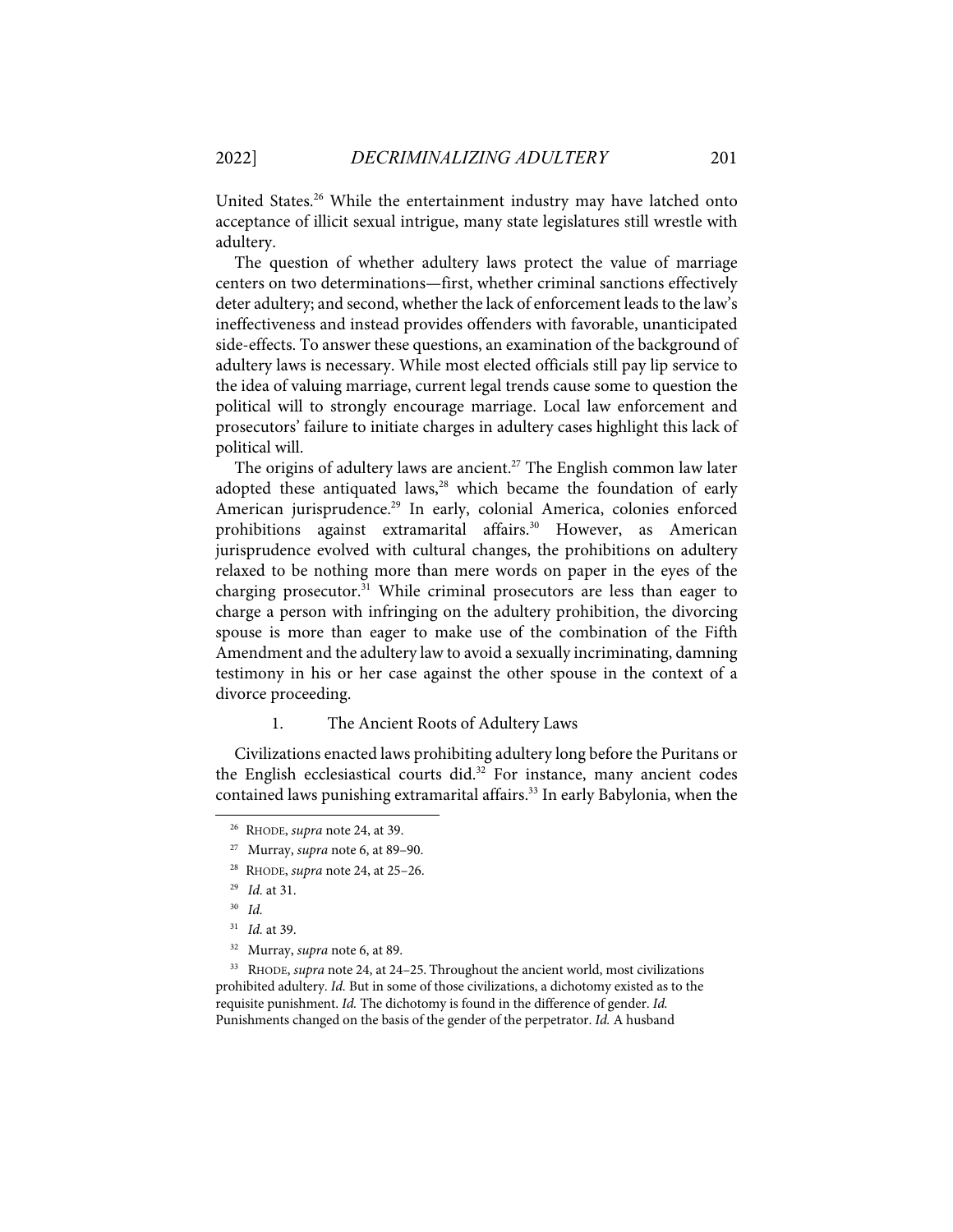United States.[26] While the entertainment industry may have latched onto acceptance of illicit sexual intrigue, many state legislatures still wrestle with adultery.

The question of whether adultery laws protect the value of marriage centers on two determinations—first, whether criminal sanctions effectively deter adultery; and second, whether the lack of enforcement leads to the law's ineffectiveness and instead provides offenders with favorable, unanticipated side-effects. To answer these questions, an examination of the background of adultery laws is necessary. While most elected officials still pay lip service to the idea of valuing marriage, current legal trends cause some to question the political will to strongly encourage marriage. Local law enforcement and prosecutors' failure to initiate charges in adultery cases highlight this lack of political will.

The origins of adultery laws are ancient.[27] The English common law later adopted these antiquated laws,[28] which became the foundation of early American jurisprudence.[29] In early, colonial America, colonies enforced prohibitions against extramarital affairs.[30] However, as American jurisprudence evolved with cultural changes, the prohibitions on adultery relaxed to be nothing more than mere words on paper in the eyes of the charging prosecutor.[31] While criminal prosecutors are less than eager to charge a person with infringing on the adultery prohibition, the divorcing spouse is more than eager to make use of the combination of the Fifth Amendment and the adultery law to avoid a sexually incriminating, damning testimony in his or her case against the other spouse in the context of a divorce proceeding.

### 1. The Ancient Roots of Adultery Laws

Civilizations enacted laws prohibiting adultery long before the Puritans or the English ecclesiastical courts did.[32] For instance, many ancient codes contained laws punishing extramarital affairs.[33] In early Babylonia, when the

---

[26] RHODE, *supra* note 24, at 39.

[27] Murray, *supra* note 6, at 89–90.

[28] RHODE, *supra* note 24, at 25–26.

[29] *Id.* at 31.

[30] *Id.*

[31] *Id.* at 39.

[32] Murray, *supra* note 6, at 89.

[33] RHODE, *supra* note 24, at 24–25. Throughout the ancient world, most civilizations prohibited adultery. *Id.* But in some of those civilizations, a dichotomy existed as to the requisite punishment. *Id.* The dichotomy is found in the difference of gender. *Id.* Punishments changed on the basis of the gender of the perpetrator. *Id.* A husband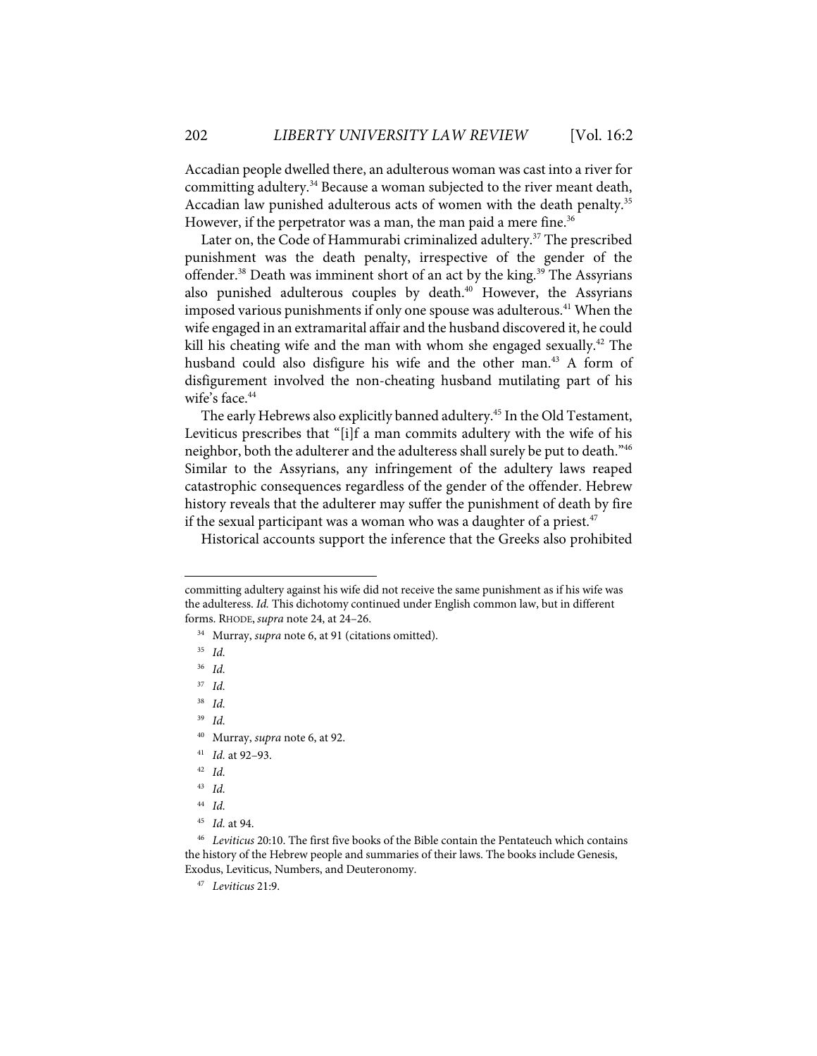Accadian people dwelled there, an adulterous woman was cast into a river for committing adultery.[34] Because a woman subjected to the river meant death, Accadian law punished adulterous acts of women with the death penalty.[35] However, if the perpetrator was a man, the man paid a mere fine.[36]

Later on, the Code of Hammurabi criminalized adultery.[37] The prescribed punishment was the death penalty, irrespective of the gender of the offender.[38] Death was imminent short of an act by the king.[39] The Assyrians also punished adulterous couples by death.[40] However, the Assyrians imposed various punishments if only one spouse was adulterous.[41] When the wife engaged in an extramarital affair and the husband discovered it, he could kill his cheating wife and the man with whom she engaged sexually.[42] The husband could also disfigure his wife and the other man.[43] A form of disfigurement involved the non-cheating husband mutilating part of his wife's face.[44]

The early Hebrews also explicitly banned adultery.[45] In the Old Testament, Leviticus prescribes that "[i]f a man commits adultery with the wife of his neighbor, both the adulterer and the adulteress shall surely be put to death."[46] Similar to the Assyrians, any infringement of the adultery laws reaped catastrophic consequences regardless of the gender of the offender. Hebrew history reveals that the adulterer may suffer the punishment of death by fire if the sexual participant was a woman who was a daughter of a priest.[47]

Historical accounts support the inference that the Greeks also prohibited

---

committing adultery against his wife did not receive the same punishment as if his wife was the adulteress. *Id.* This dichotomy continued under English common law, but in different forms. RHODE, *supra* note 24, at 24–26.

[34] Murray, *supra* note 6, at 91 (citations omitted).

[35] *Id.*

[36] *Id.*

[37] *Id.*

[38] *Id.*

[39] *Id.*

[40] Murray, *supra* note 6, at 92.

[41] *Id.* at 92–93.

[42] *Id.*

[43] *Id.*

[44] *Id.*

[45] *Id.* at 94.

[46] *Leviticus* 20:10. The first five books of the Bible contain the Pentateuch which contains the history of the Hebrew people and summaries of their laws. The books include Genesis, Exodus, Leviticus, Numbers, and Deuteronomy.

[47] *Leviticus* 21:9.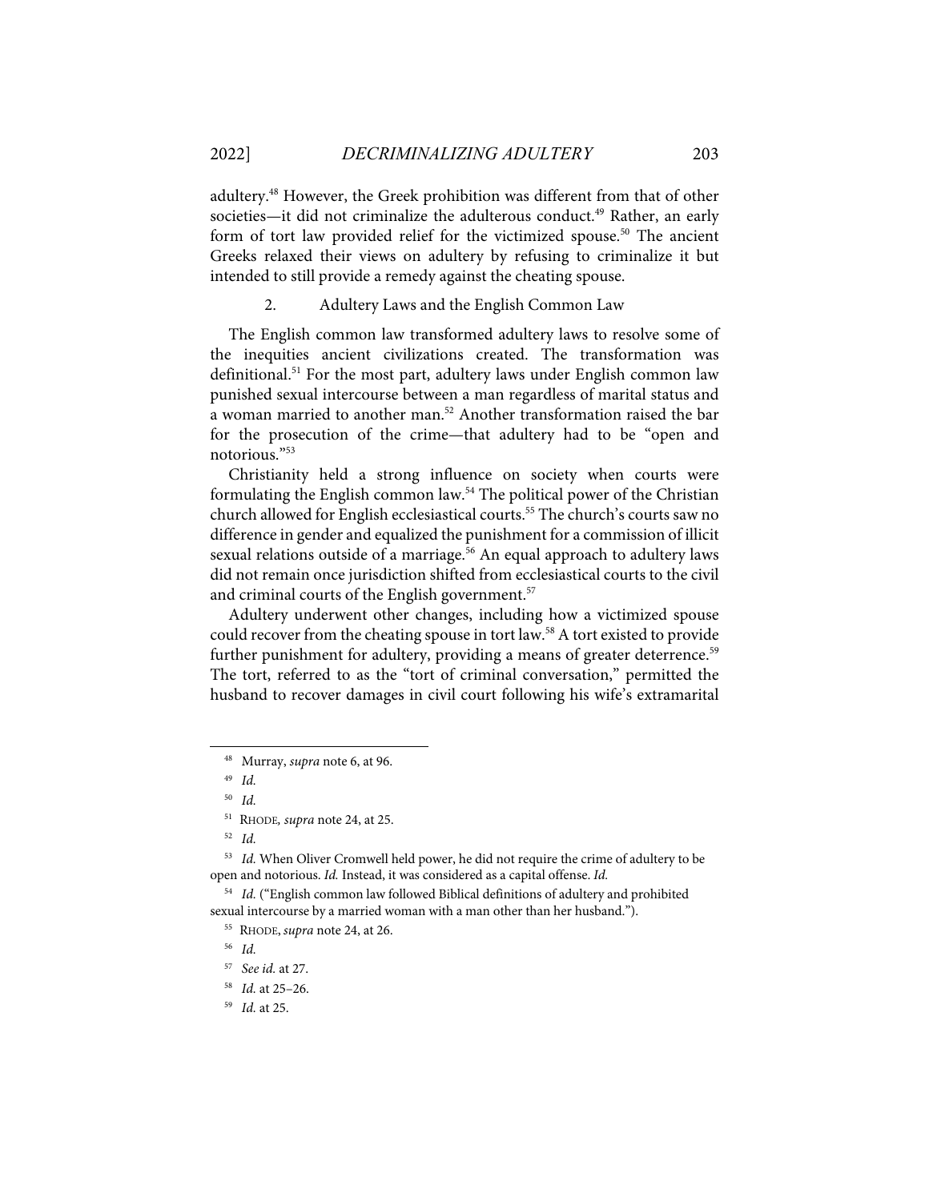adultery.[48] However, the Greek prohibition was different from that of other societies—it did not criminalize the adulterous conduct.[49] Rather, an early form of tort law provided relief for the victimized spouse.[50] The ancient Greeks relaxed their views on adultery by refusing to criminalize it but intended to still provide a remedy against the cheating spouse.

### 2. Adultery Laws and the English Common Law

The English common law transformed adultery laws to resolve some of the inequities ancient civilizations created. The transformation was definitional.[51] For the most part, adultery laws under English common law punished sexual intercourse between a man regardless of marital status and a woman married to another man.[52] Another transformation raised the bar for the prosecution of the crime—that adultery had to be "open and notorious."[53]

Christianity held a strong influence on society when courts were formulating the English common law.[54] The political power of the Christian church allowed for English ecclesiastical courts.[55] The church's courts saw no difference in gender and equalized the punishment for a commission of illicit sexual relations outside of a marriage.[56] An equal approach to adultery laws did not remain once jurisdiction shifted from ecclesiastical courts to the civil and criminal courts of the English government.[57]

Adultery underwent other changes, including how a victimized spouse could recover from the cheating spouse in tort law.[58] A tort existed to provide further punishment for adultery, providing a means of greater deterrence.[59] The tort, referred to as the "tort of criminal conversation," permitted the husband to recover damages in civil court following his wife's extramarital

---

[48] Murray, *supra* note 6, at 96.

[49] *Id.*

[50] *Id.*

[51] RHODE, *supra* note 24, at 25.

[52] *Id.*

[53] *Id.* When Oliver Cromwell held power, he did not require the crime of adultery to be open and notorious. *Id.* Instead, it was considered as a capital offense. *Id.*

[54] *Id.* ("English common law followed Biblical definitions of adultery and prohibited sexual intercourse by a married woman with a man other than her husband.").

[55] RHODE, *supra* note 24, at 26.

[56] *Id.*

[57] *See id.* at 27.

[58] *Id.* at 25–26.

[59] *Id.* at 25.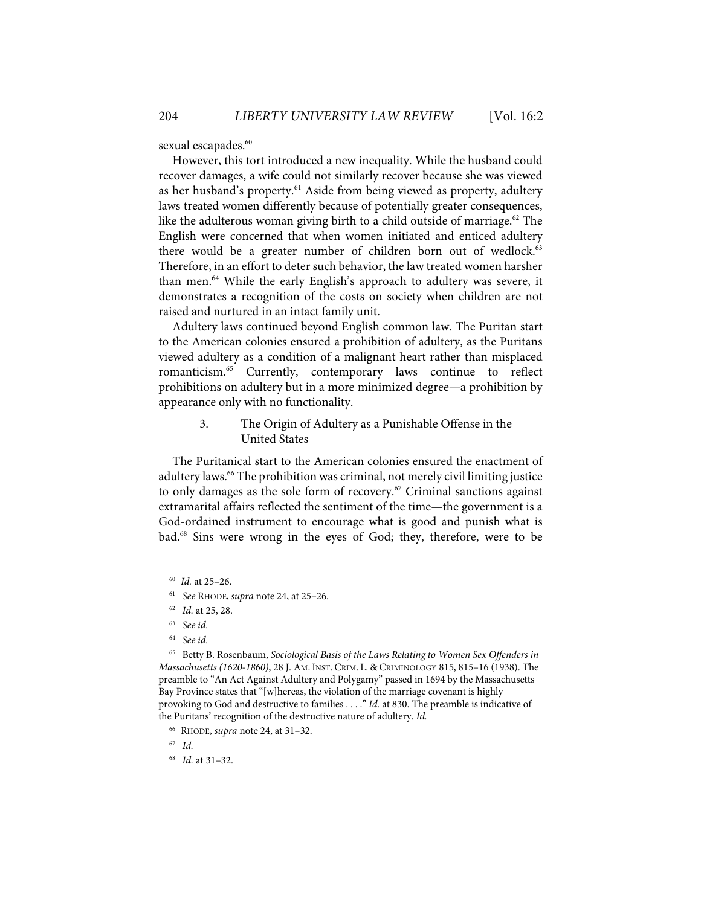sexual escapades.[60]

However, this tort introduced a new inequality. While the husband could recover damages, a wife could not similarly recover because she was viewed as her husband's property.[61] Aside from being viewed as property, adultery laws treated women differently because of potentially greater consequences, like the adulterous woman giving birth to a child outside of marriage.[62] The English were concerned that when women initiated and enticed adultery there would be a greater number of children born out of wedlock.[63] Therefore, in an effort to deter such behavior, the law treated women harsher than men.[64] While the early English's approach to adultery was severe, it demonstrates a recognition of the costs on society when children are not raised and nurtured in an intact family unit.

Adultery laws continued beyond English common law. The Puritan start to the American colonies ensured a prohibition of adultery, as the Puritans viewed adultery as a condition of a malignant heart rather than misplaced romanticism.[65] Currently, contemporary laws continue to reflect prohibitions on adultery but in a more minimized degree—a prohibition by appearance only with no functionality.

### 3. The Origin of Adultery as a Punishable Offense in the United States

The Puritanical start to the American colonies ensured the enactment of adultery laws.[66] The prohibition was criminal, not merely civil limiting justice to only damages as the sole form of recovery.[67] Criminal sanctions against extramarital affairs reflected the sentiment of the time—the government is a God-ordained instrument to encourage what is good and punish what is bad.[68] Sins were wrong in the eyes of God; they, therefore, were to be

---

[60] *Id.* at 25–26.

[61] *See* RHODE, *supra* note 24, at 25–26.

[62] *Id.* at 25, 28.

[63] *See id.*

[64] *See id.*

[65] Betty B. Rosenbaum, *Sociological Basis of the Laws Relating to Women Sex Offenders in Massachusetts (1620-1860)*, 28 J. AM. INST. CRIM. L. & CRIMINOLOGY 815, 815–16 (1938). The preamble to "An Act Against Adultery and Polygamy" passed in 1694 by the Massachusetts Bay Province states that "[w]hereas, the violation of the marriage covenant is highly provoking to God and destructive to families . . . ." *Id.* at 830. The preamble is indicative of the Puritans' recognition of the destructive nature of adultery. *Id.*

[66] RHODE, *supra* note 24, at 31–32.

[67] *Id.*

[68] *Id.* at 31–32.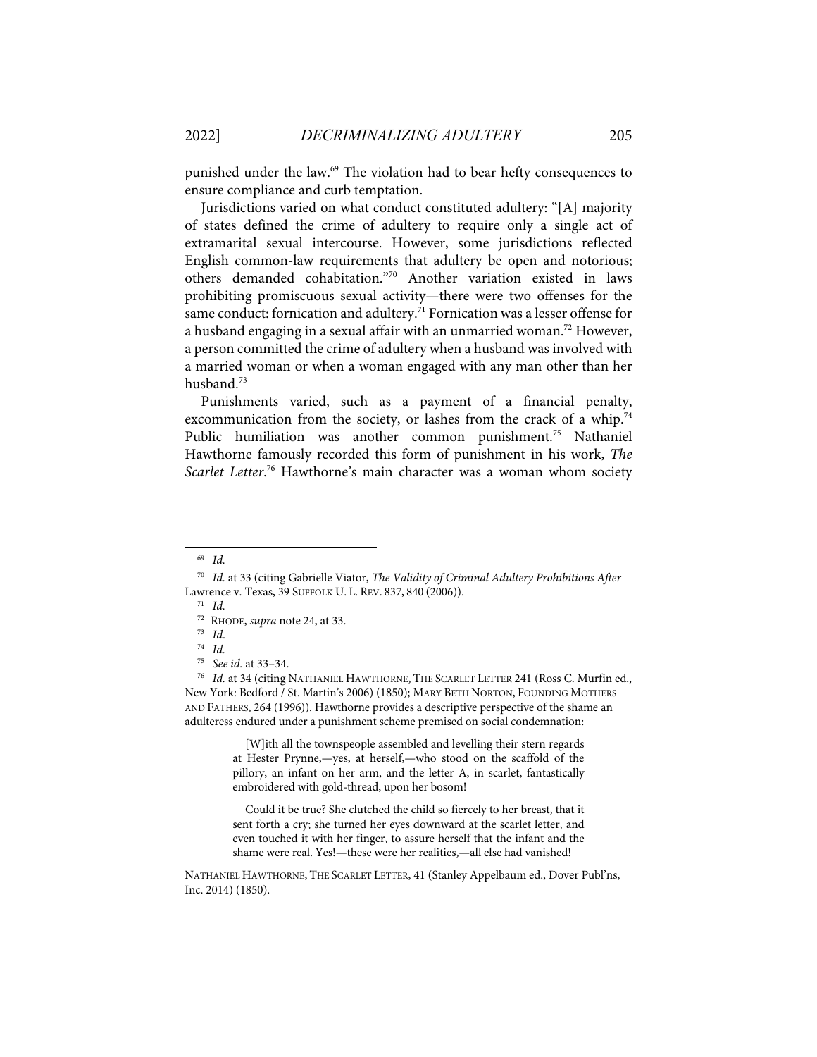punished under the law.[69] The violation had to bear hefty consequences to ensure compliance and curb temptation.

Jurisdictions varied on what conduct constituted adultery: "[A] majority of states defined the crime of adultery to require only a single act of extramarital sexual intercourse. However, some jurisdictions reflected English common-law requirements that adultery be open and notorious; others demanded cohabitation."[70] Another variation existed in laws prohibiting promiscuous sexual activity—there were two offenses for the same conduct: fornication and adultery.[71] Fornication was a lesser offense for a husband engaging in a sexual affair with an unmarried woman.[72] However, a person committed the crime of adultery when a husband was involved with a married woman or when a woman engaged with any man other than her husband.[73]

Punishments varied, such as a payment of a financial penalty, excommunication from the society, or lashes from the crack of a whip.[74] Public humiliation was another common punishment.[75] Nathaniel Hawthorne famously recorded this form of punishment in his work, *The Scarlet Letter*.[76] Hawthorne's main character was a woman whom society

---

[69] *Id.*

[70] *Id.* at 33 (citing Gabrielle Viator, *The Validity of Criminal Adultery Prohibitions After* Lawrence v. Texas, 39 SUFFOLK U. L. REV. 837, 840 (2006)).

[71] *Id.*

[72] RHODE, *supra* note 24, at 33.

[73] *Id.*

[74] *Id.*

[75] *See id.* at 33–34.

[76] *Id.* at 34 (citing NATHANIEL HAWTHORNE, THE SCARLET LETTER 241 (Ross C. Murfin ed., New York: Bedford / St. Martin's 2006) (1850); MARY BETH NORTON, FOUNDING MOTHERS AND FATHERS, 264 (1996)). Hawthorne provides a descriptive perspective of the shame an adulteress endured under a punishment scheme premised on social condemnation:

> [W]ith all the townspeople assembled and levelling their stern regards at Hester Prynne,—yes, at herself,—who stood on the scaffold of the pillory, an infant on her arm, and the letter A, in scarlet, fantastically embroidered with gold-thread, upon her bosom!
>
> Could it be true? She clutched the child so fiercely to her breast, that it sent forth a cry; she turned her eyes downward at the scarlet letter, and even touched it with her finger, to assure herself that the infant and the shame were real. Yes!—these were her realities,—all else had vanished!

NATHANIEL HAWTHORNE, THE SCARLET LETTER, 41 (Stanley Appelbaum ed., Dover Publ'ns, Inc. 2014) (1850).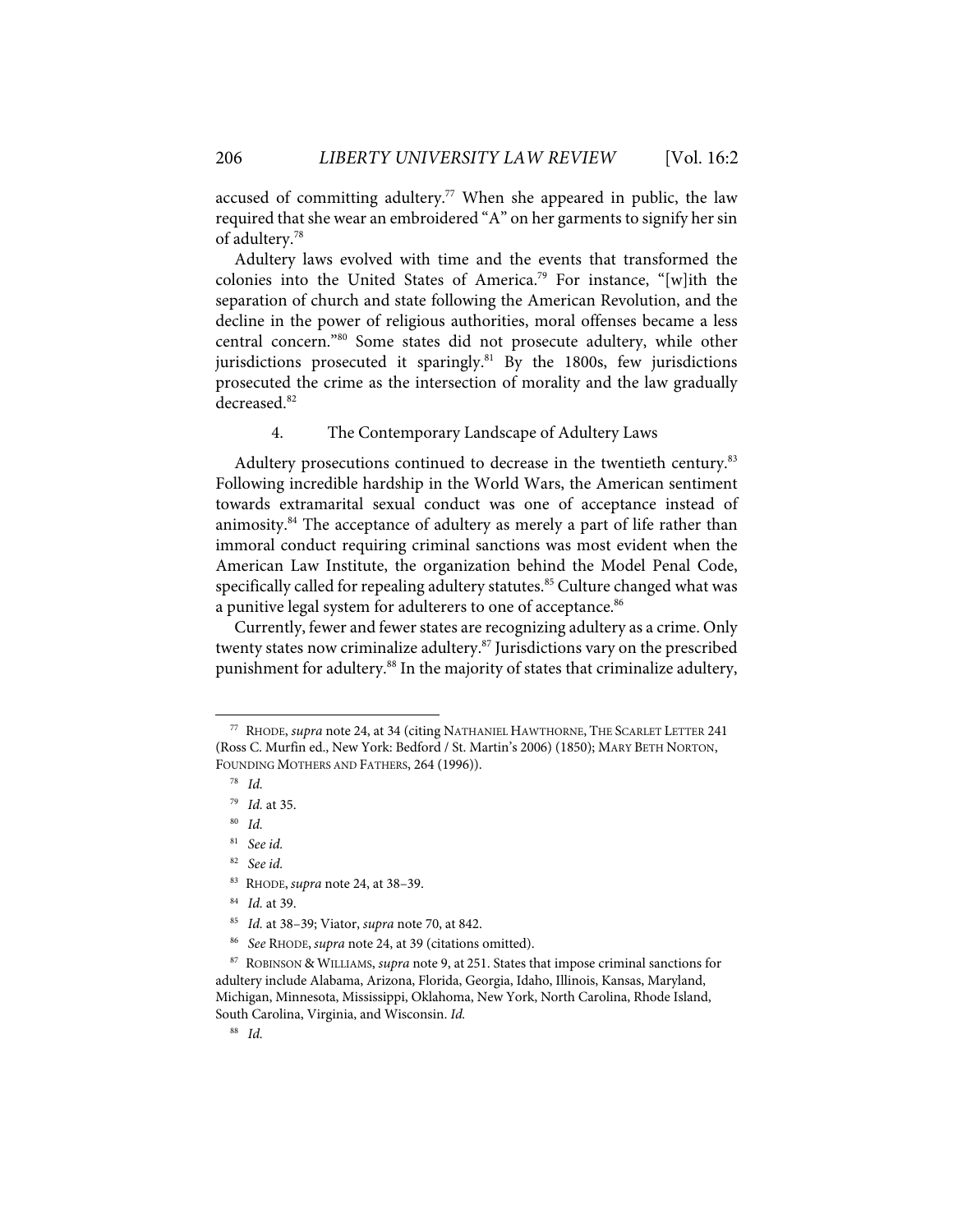accused of committing adultery.[77] When she appeared in public, the law required that she wear an embroidered "A" on her garments to signify her sin of adultery.[78]

Adultery laws evolved with time and the events that transformed the colonies into the United States of America.[79] For instance, "[w]ith the separation of church and state following the American Revolution, and the decline in the power of religious authorities, moral offenses became a less central concern."[80] Some states did not prosecute adultery, while other jurisdictions prosecuted it sparingly.[81] By the 1800s, few jurisdictions prosecuted the crime as the intersection of morality and the law gradually decreased.[82]

#### 4. The Contemporary Landscape of Adultery Laws

Adultery prosecutions continued to decrease in the twentieth century.[83] Following incredible hardship in the World Wars, the American sentiment towards extramarital sexual conduct was one of acceptance instead of animosity.[84] The acceptance of adultery as merely a part of life rather than immoral conduct requiring criminal sanctions was most evident when the American Law Institute, the organization behind the Model Penal Code, specifically called for repealing adultery statutes.[85] Culture changed what was a punitive legal system for adulterers to one of acceptance.[86]

Currently, fewer and fewer states are recognizing adultery as a crime. Only twenty states now criminalize adultery.[87] Jurisdictions vary on the prescribed punishment for adultery.[88] In the majority of states that criminalize adultery,

---

[77] RHODE, *supra* note 24, at 34 (citing NATHANIEL HAWTHORNE, THE SCARLET LETTER 241 (Ross C. Murfin ed., New York: Bedford / St. Martin's 2006) (1850); MARY BETH NORTON, FOUNDING MOTHERS AND FATHERS, 264 (1996)).

[78] *Id.*

[79] *Id.* at 35.

[80] *Id.*

[81] *See id.*

[82] *See id.*

[83] RHODE, *supra* note 24, at 38–39.

[84] *Id.* at 39.

[85] *Id.* at 38–39; Viator, *supra* note 70, at 842.

[86] *See* RHODE, *supra* note 24, at 39 (citations omitted).

[87] ROBINSON & WILLIAMS, *supra* note 9, at 251. States that impose criminal sanctions for adultery include Alabama, Arizona, Florida, Georgia, Idaho, Illinois, Kansas, Maryland, Michigan, Minnesota, Mississippi, Oklahoma, New York, North Carolina, Rhode Island, South Carolina, Virginia, and Wisconsin. *Id.*

[88] *Id.*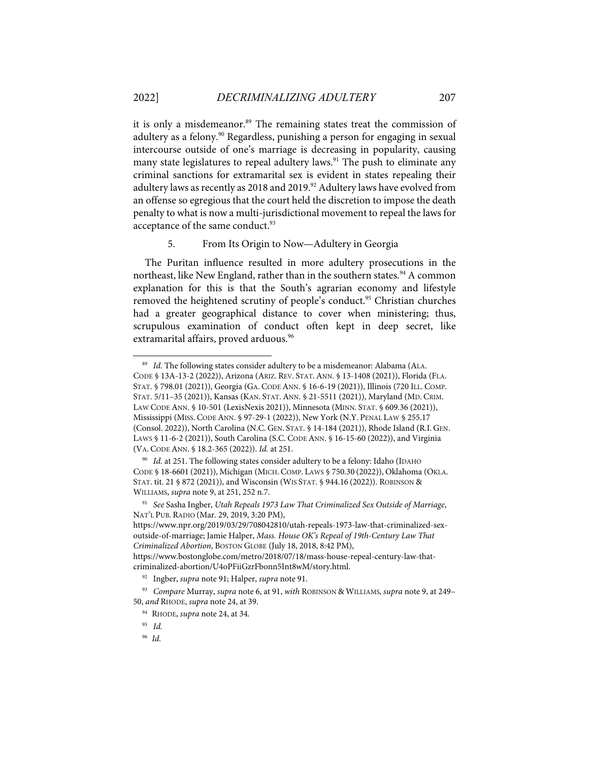it is only a misdemeanor.[89] The remaining states treat the commission of adultery as a felony.[90] Regardless, punishing a person for engaging in sexual intercourse outside of one's marriage is decreasing in popularity, causing many state legislatures to repeal adultery laws.[91] The push to eliminate any criminal sanctions for extramarital sex is evident in states repealing their adultery laws as recently as 2018 and 2019.[92] Adultery laws have evolved from an offense so egregious that the court held the discretion to impose the death penalty to what is now a multi-jurisdictional movement to repeal the laws for acceptance of the same conduct.[93]

### 5. From Its Origin to Now—Adultery in Georgia

The Puritan influence resulted in more adultery prosecutions in the northeast, like New England, rather than in the southern states.[94] A common explanation for this is that the South's agrarian economy and lifestyle removed the heightened scrutiny of people's conduct.[95] Christian churches had a greater geographical distance to cover when ministering; thus, scrupulous examination of conduct often kept in deep secret, like extramarital affairs, proved arduous.[96]

---

[89] *Id.* The following states consider adultery to be a misdemeanor: Alabama (ALA. CODE § 13A-13-2 (2022)), Arizona (ARIZ. REV. STAT. ANN. § 13-1408 (2021)), Florida (FLA. STAT. § 798.01 (2021)), Georgia (GA. CODE ANN. § 16-6-19 (2021)), Illinois (720 ILL. COMP. STAT. 5/11–35 (2021)), Kansas (KAN. STAT. ANN. § 21-5511 (2021)), Maryland (MD. CRIM. LAW CODE ANN. § 10-501 (LexisNexis 2021)), Minnesota (MINN. STAT. § 609.36 (2021)), Mississippi (MISS. CODE ANN. § 97-29-1 (2022)), New York (N.Y. PENAL LAW § 255.17 (Consol. 2022)), North Carolina (N.C. GEN. STAT. § 14-184 (2021)), Rhode Island (R.I. GEN. LAWS § 11-6-2 (2021)), South Carolina (S.C. CODE ANN. § 16-15-60 (2022)), and Virginia (VA. CODE ANN. § 18.2-365 (2022)). *Id.* at 251.

[90] *Id.* at 251. The following states consider adultery to be a felony: Idaho (IDAHO CODE § 18-6601 (2021)), Michigan (MICH. COMP. LAWS § 750.30 (2022)), Oklahoma (OKLA. STAT. tit. 21 § 872 (2021)), and Wisconsin (WIS STAT. § 944.16 (2022)). ROBINSON & WILLIAMS, *supra* note 9, at 251, 252 n.7.

[91] *See* Sasha Ingber, *Utah Repeals 1973 Law That Criminalized Sex Outside of Marriage*, NAT'L PUB. RADIO (Mar. 29, 2019, 3:20 PM), https://www.npr.org/2019/03/29/708042810/utah-repeals-1973-law-that-criminalized-sex-outside-of-marriage; Jamie Halper, *Mass. House OK's Repeal of 19th-Century Law That Criminalized Abortion*, BOSTON GLOBE (July 18, 2018, 8:42 PM), https://www.bostonglobe.com/metro/2018/07/18/mass-house-repeal-century-law-that-criminalized-abortion/U4oPFiiGzrFbonn5Int8wM/story.html.

[92] Ingber, *supra* note 91; Halper, *supra* note 91.

[93] *Compare* Murray, *supra* note 6, at 91, *with* ROBINSON & WILLIAMS*, supra* note 9, at 249–50, *and* RHODE, *supra* note 24, at 39.

[94] RHODE, *supra* note 24, at 34.

[95] *Id.*

[96] *Id.*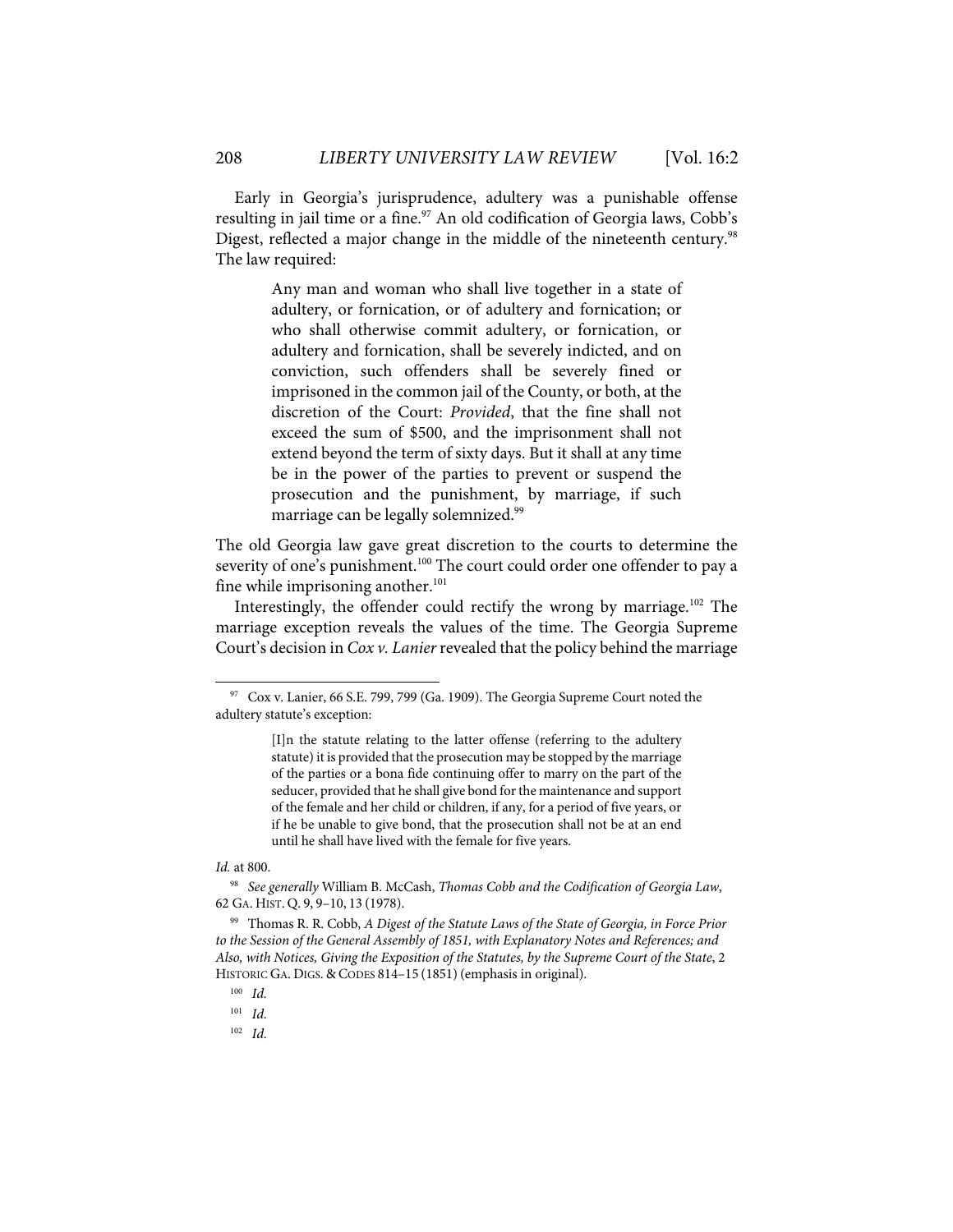Early in Georgia's jurisprudence, adultery was a punishable offense resulting in jail time or a fine.[97] An old codification of Georgia laws, Cobb's Digest, reflected a major change in the middle of the nineteenth century.[98] The law required:

> Any man and woman who shall live together in a state of adultery, or fornication, or of adultery and fornication; or who shall otherwise commit adultery, or fornication, or adultery and fornication, shall be severely indicted, and on conviction, such offenders shall be severely fined or imprisoned in the common jail of the County, or both, at the discretion of the Court: *Provided*, that the fine shall not exceed the sum of $500, and the imprisonment shall not extend beyond the term of sixty days. But it shall at any time be in the power of the parties to prevent or suspend the prosecution and the punishment, by marriage, if such marriage can be legally solemnized.[99]

The old Georgia law gave great discretion to the courts to determine the severity of one's punishment.[100] The court could order one offender to pay a fine while imprisoning another.[101]

Interestingly, the offender could rectify the wrong by marriage.[102] The marriage exception reveals the values of the time. The Georgia Supreme Court's decision in *Cox v. Lanier* revealed that the policy behind the marriage

---

[97] Cox v. Lanier, 66 S.E. 799, 799 (Ga. 1909). The Georgia Supreme Court noted the adultery statute's exception:

> [I]n the statute relating to the latter offense (referring to the adultery statute) it is provided that the prosecution may be stopped by the marriage of the parties or a bona fide continuing offer to marry on the part of the seducer, provided that he shall give bond for the maintenance and support of the female and her child or children, if any, for a period of five years, or if he be unable to give bond, that the prosecution shall not be at an end until he shall have lived with the female for five years.

*Id.* at 800.

[98] *See generally* William B. McCash, *Thomas Cobb and the Codification of Georgia Law*, 62 GA. HIST. Q. 9, 9–10, 13 (1978).

[99] Thomas R. R. Cobb, *A Digest of the Statute Laws of the State of Georgia, in Force Prior to the Session of the General Assembly of 1851, with Explanatory Notes and References; and Also, with Notices, Giving the Exposition of the Statutes, by the Supreme Court of the State*, 2 HISTORIC GA. DIGS. & CODES 814–15 (1851) (emphasis in original).

[100] *Id.*

[101] *Id.*

[102] *Id.*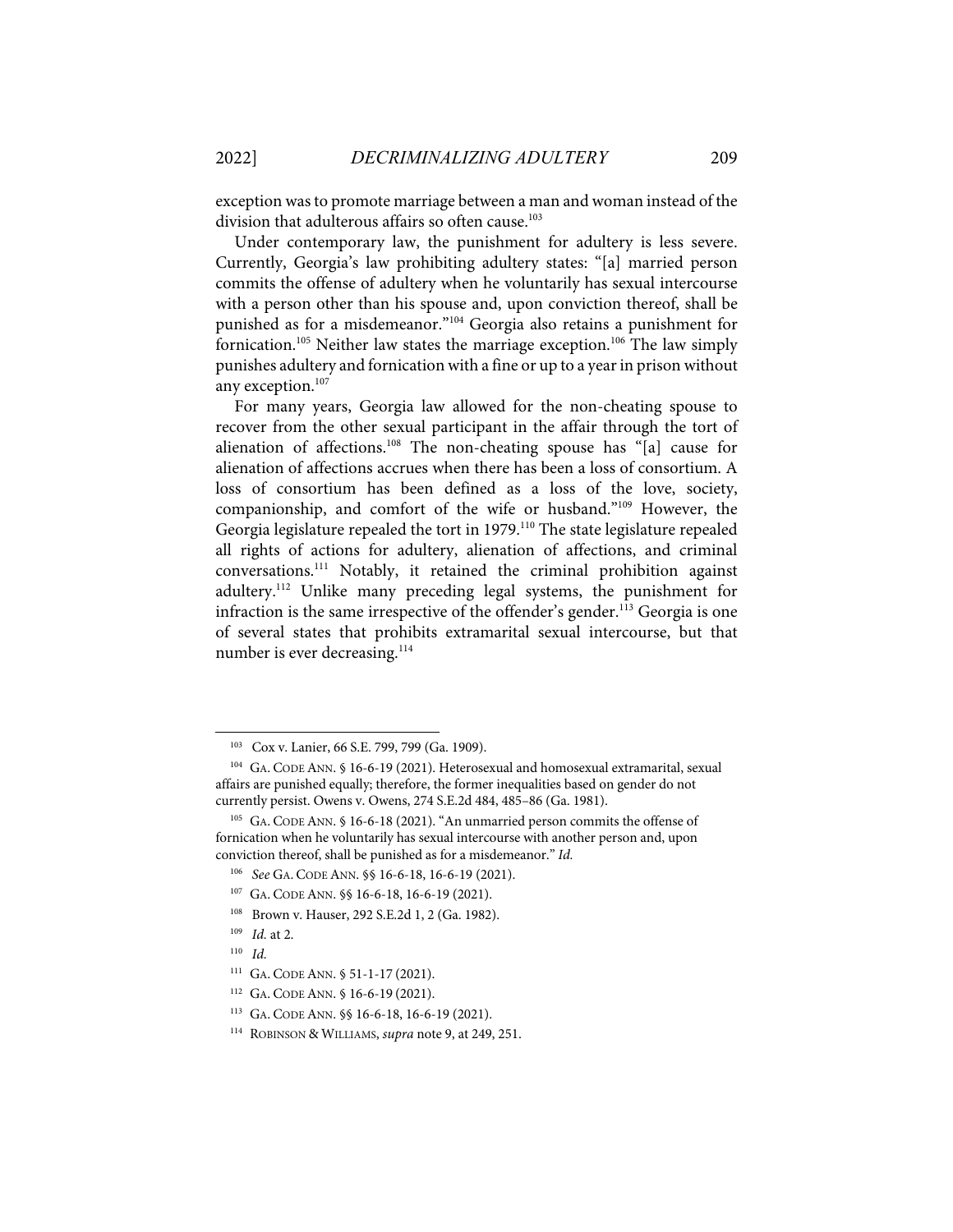exception was to promote marriage between a man and woman instead of the division that adulterous affairs so often cause.[103]

Under contemporary law, the punishment for adultery is less severe. Currently, Georgia's law prohibiting adultery states: "[a] married person commits the offense of adultery when he voluntarily has sexual intercourse with a person other than his spouse and, upon conviction thereof, shall be punished as for a misdemeanor."[104] Georgia also retains a punishment for fornication.[105] Neither law states the marriage exception.[106] The law simply punishes adultery and fornication with a fine or up to a year in prison without any exception.[107]

For many years, Georgia law allowed for the non-cheating spouse to recover from the other sexual participant in the affair through the tort of alienation of affections.[108] The non-cheating spouse has "[a] cause for alienation of affections accrues when there has been a loss of consortium. A loss of consortium has been defined as a loss of the love, society, companionship, and comfort of the wife or husband."[109] However, the Georgia legislature repealed the tort in 1979.[110] The state legislature repealed all rights of actions for adultery, alienation of affections, and criminal conversations.[111] Notably, it retained the criminal prohibition against adultery.[112] Unlike many preceding legal systems, the punishment for infraction is the same irrespective of the offender's gender.[113] Georgia is one of several states that prohibits extramarital sexual intercourse, but that number is ever decreasing.[114]

---

[103] Cox v. Lanier, 66 S.E. 799, 799 (Ga. 1909).

[104] GA. CODE ANN. § 16-6-19 (2021). Heterosexual and homosexual extramarital, sexual affairs are punished equally; therefore, the former inequalities based on gender do not currently persist. Owens v. Owens, 274 S.E.2d 484, 485–86 (Ga. 1981).

[105] GA. CODE ANN. § 16-6-18 (2021). "An unmarried person commits the offense of fornication when he voluntarily has sexual intercourse with another person and, upon conviction thereof, shall be punished as for a misdemeanor." *Id.*

[106] *See* GA. CODE ANN. §§ 16-6-18, 16-6-19 (2021).

[107] GA. CODE ANN. §§ 16-6-18, 16-6-19 (2021).

[108] Brown v. Hauser, 292 S.E.2d 1, 2 (Ga. 1982).

[109] *Id.* at 2.

[110] *Id.*

[111] GA. CODE ANN. § 51-1-17 (2021).

[112] GA. CODE ANN. § 16-6-19 (2021).

[113] GA. CODE ANN. §§ 16-6-18, 16-6-19 (2021).

[114] ROBINSON & WILLIAMS, *supra* note 9, at 249, 251.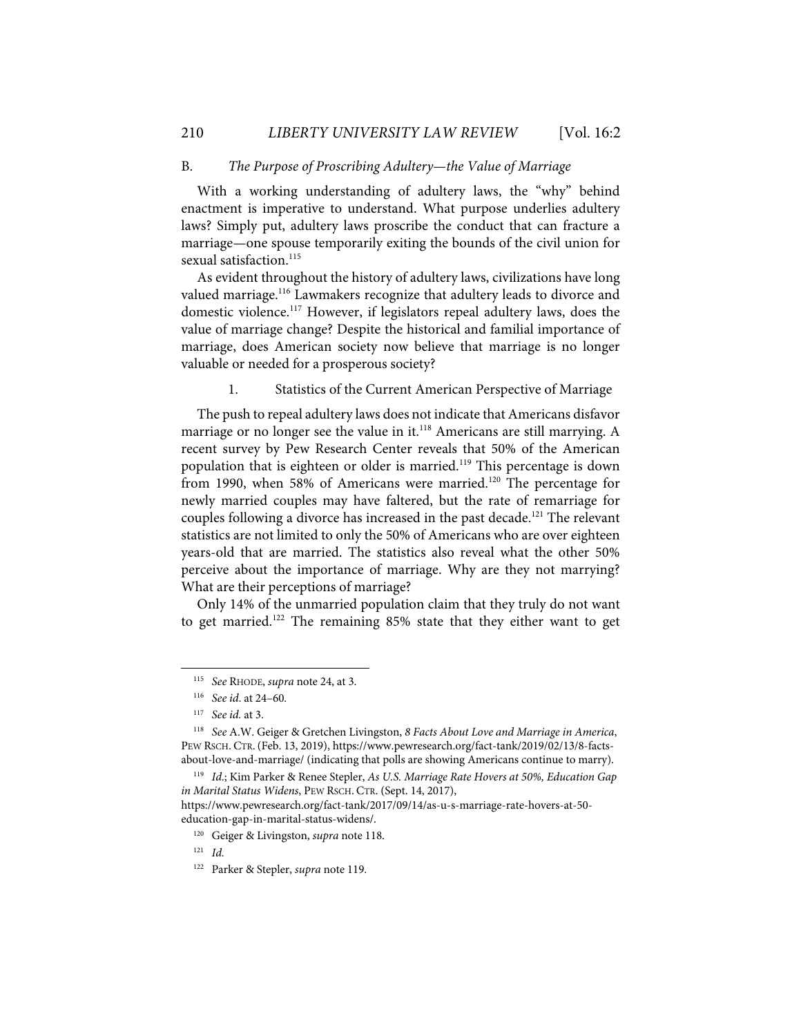### B. *The Purpose of Proscribing Adultery—the Value of Marriage*

With a working understanding of adultery laws, the "why" behind enactment is imperative to understand. What purpose underlies adultery laws? Simply put, adultery laws proscribe the conduct that can fracture a marriage—one spouse temporarily exiting the bounds of the civil union for sexual satisfaction.[115]

As evident throughout the history of adultery laws, civilizations have long valued marriage.[116] Lawmakers recognize that adultery leads to divorce and domestic violence.[117] However, if legislators repeal adultery laws, does the value of marriage change? Despite the historical and familial importance of marriage, does American society now believe that marriage is no longer valuable or needed for a prosperous society?

#### 1. Statistics of the Current American Perspective of Marriage

The push to repeal adultery laws does not indicate that Americans disfavor marriage or no longer see the value in it.[118] Americans are still marrying. A recent survey by Pew Research Center reveals that 50% of the American population that is eighteen or older is married.[119] This percentage is down from 1990, when 58% of Americans were married.[120] The percentage for newly married couples may have faltered, but the rate of remarriage for couples following a divorce has increased in the past decade.[121] The relevant statistics are not limited to only the 50% of Americans who are over eighteen years-old that are married. The statistics also reveal what the other 50% perceive about the importance of marriage. Why are they not marrying? What are their perceptions of marriage?

Only 14% of the unmarried population claim that they truly do not want to get married.[122] The remaining 85% state that they either want to get

---

[115] *See* RHODE, *supra* note 24, at 3.

[116] *See id.* at 24–60.

[117] *See id.* at 3.

[118] *See* A.W. Geiger & Gretchen Livingston, *8 Facts About Love and Marriage in America*, PEW RSCH. CTR. (Feb. 13, 2019), https://www.pewresearch.org/fact-tank/2019/02/13/8-facts-about-love-and-marriage/ (indicating that polls are showing Americans continue to marry).

[119] *Id.*; Kim Parker & Renee Stepler, *As U.S. Marriage Rate Hovers at 50%, Education Gap in Marital Status Widens*, PEW RSCH. CTR. (Sept. 14, 2017), https://www.pewresearch.org/fact-tank/2017/09/14/as-u-s-marriage-rate-hovers-at-50-education-gap-in-marital-status-widens/.

[120] Geiger & Livingston, *supra* note 118.

[121] *Id.*

[122] Parker & Stepler, *supra* note 119.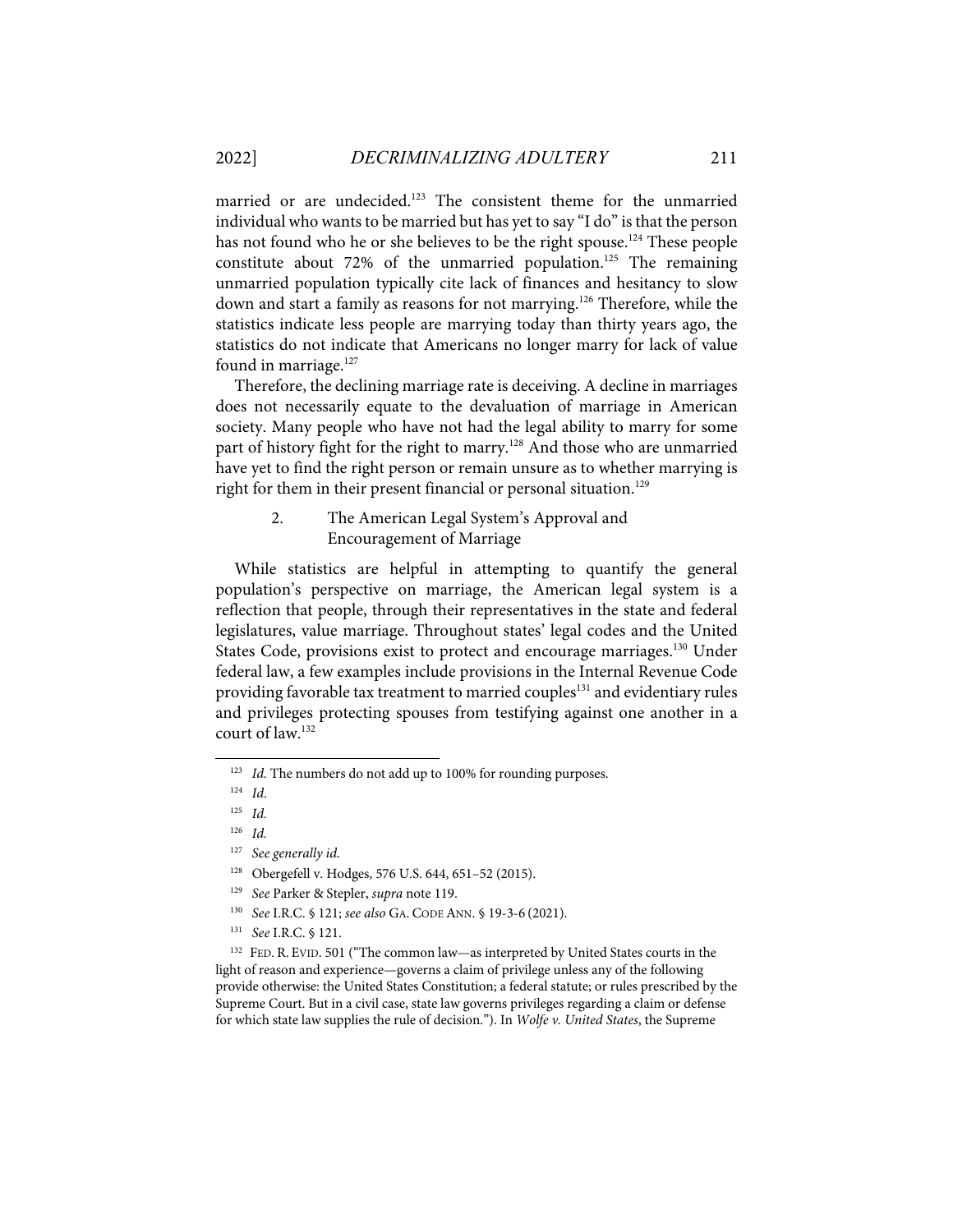married or are undecided.[123] The consistent theme for the unmarried individual who wants to be married but has yet to say "I do" is that the person has not found who he or she believes to be the right spouse.[124] These people constitute about 72% of the unmarried population.[125] The remaining unmarried population typically cite lack of finances and hesitancy to slow down and start a family as reasons for not marrying.[126] Therefore, while the statistics indicate less people are marrying today than thirty years ago, the statistics do not indicate that Americans no longer marry for lack of value found in marriage.[127]

Therefore, the declining marriage rate is deceiving. A decline in marriages does not necessarily equate to the devaluation of marriage in American society. Many people who have not had the legal ability to marry for some part of history fight for the right to marry.[128] And those who are unmarried have yet to find the right person or remain unsure as to whether marrying is right for them in their present financial or personal situation.[129]

### 2. The American Legal System's Approval and Encouragement of Marriage

While statistics are helpful in attempting to quantify the general population's perspective on marriage, the American legal system is a reflection that people, through their representatives in the state and federal legislatures, value marriage. Throughout states' legal codes and the United States Code, provisions exist to protect and encourage marriages.[130] Under federal law, a few examples include provisions in the Internal Revenue Code providing favorable tax treatment to married couples[131] and evidentiary rules and privileges protecting spouses from testifying against one another in a court of law.[132]

---

[123] *Id.* The numbers do not add up to 100% for rounding purposes.

[124] *Id.*

[125] *Id.*

[126] *Id.*

[127] *See generally id.*

[128] Obergefell v. Hodges, 576 U.S. 644, 651–52 (2015).

[129] *See* Parker & Stepler, *supra* note 119.

[130] *See* I.R.C. § 121; *see also* GA. CODE ANN. § 19-3-6 (2021).

[131] *See* I.R.C. § 121.

[132] FED. R. EVID. 501 ("The common law—as interpreted by United States courts in the light of reason and experience—governs a claim of privilege unless any of the following provide otherwise: the United States Constitution; a federal statute; or rules prescribed by the Supreme Court. But in a civil case, state law governs privileges regarding a claim or defense for which state law supplies the rule of decision."). In *Wolfe v. United States*, the Supreme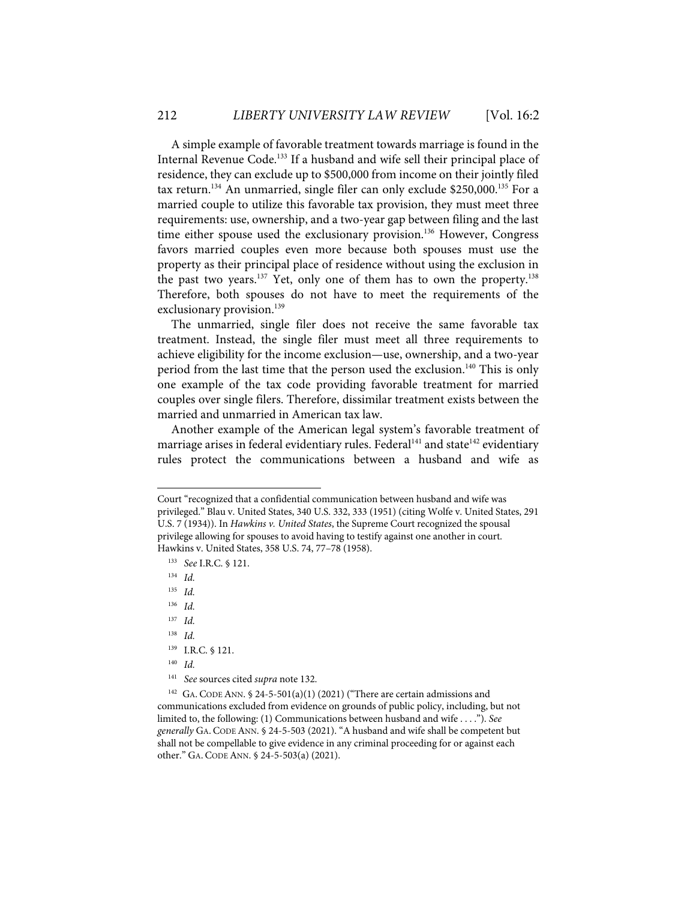A simple example of favorable treatment towards marriage is found in the Internal Revenue Code.[133] If a husband and wife sell their principal place of residence, they can exclude up to $500,000 from income on their jointly filed tax return.[134] An unmarried, single filer can only exclude $250,000.[135] For a married couple to utilize this favorable tax provision, they must meet three requirements: use, ownership, and a two-year gap between filing and the last time either spouse used the exclusionary provision.[136] However, Congress favors married couples even more because both spouses must use the property as their principal place of residence without using the exclusion in the past two years.[137] Yet, only one of them has to own the property.[138] Therefore, both spouses do not have to meet the requirements of the exclusionary provision.[139]

The unmarried, single filer does not receive the same favorable tax treatment. Instead, the single filer must meet all three requirements to achieve eligibility for the income exclusion—use, ownership, and a two-year period from the last time that the person used the exclusion.[140] This is only one example of the tax code providing favorable treatment for married couples over single filers. Therefore, dissimilar treatment exists between the married and unmarried in American tax law.

Another example of the American legal system's favorable treatment of marriage arises in federal evidentiary rules. Federal[141] and state[142] evidentiary rules protect the communications between a husband and wife as

---

Court "recognized that a confidential communication between husband and wife was privileged." Blau v. United States, 340 U.S. 332, 333 (1951) (citing Wolfe v. United States, 291 U.S. 7 (1934)). In *Hawkins v. United States*, the Supreme Court recognized the spousal privilege allowing for spouses to avoid having to testify against one another in court. Hawkins v. United States, 358 U.S. 74, 77–78 (1958).

[133] *See* I.R.C. § 121.

[134] *Id.*

[135] *Id.*

[136] *Id.*

[137] *Id.*

[138] *Id.*

[139] I.R.C. § 121.

[140] *Id.*

[141] *See* sources cited *supra* note 132.

[142] GA. CODE ANN. § 24-5-501(a)(1) (2021) ("There are certain admissions and communications excluded from evidence on grounds of public policy, including, but not limited to, the following: (1) Communications between husband and wife . . . ."). *See generally* GA. CODE ANN. § 24-5-503 (2021). "A husband and wife shall be competent but shall not be compellable to give evidence in any criminal proceeding for or against each other." GA. CODE ANN. § 24-5-503(a) (2021).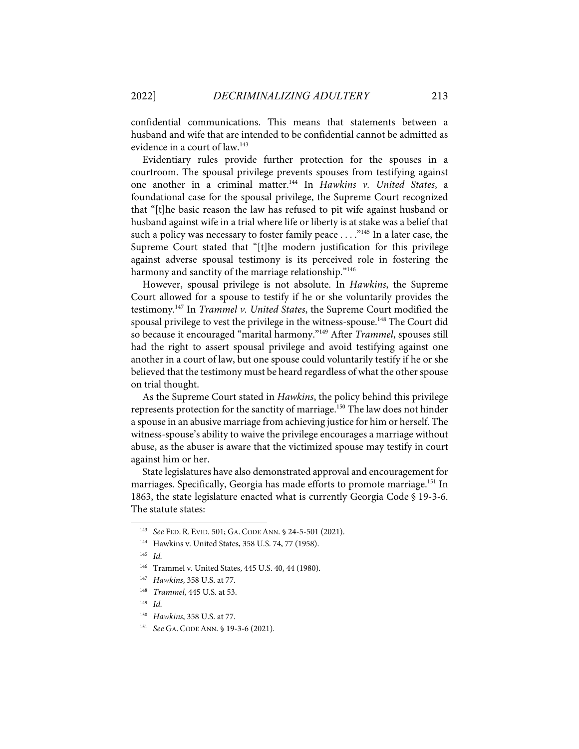confidential communications. This means that statements between a husband and wife that are intended to be confidential cannot be admitted as evidence in a court of law.[143]

Evidentiary rules provide further protection for the spouses in a courtroom. The spousal privilege prevents spouses from testifying against one another in a criminal matter.[144] In *Hawkins v. United States*, a foundational case for the spousal privilege, the Supreme Court recognized that "[t]he basic reason the law has refused to pit wife against husband or husband against wife in a trial where life or liberty is at stake was a belief that such a policy was necessary to foster family peace . . . ."[145] In a later case, the Supreme Court stated that "[t]he modern justification for this privilege against adverse spousal testimony is its perceived role in fostering the harmony and sanctity of the marriage relationship."[146]

However, spousal privilege is not absolute. In *Hawkins*, the Supreme Court allowed for a spouse to testify if he or she voluntarily provides the testimony.[147] In *Trammel v. United States*, the Supreme Court modified the spousal privilege to vest the privilege in the witness-spouse.[148] The Court did so because it encouraged "marital harmony."[149] After *Trammel*, spouses still had the right to assert spousal privilege and avoid testifying against one another in a court of law, but one spouse could voluntarily testify if he or she believed that the testimony must be heard regardless of what the other spouse on trial thought.

As the Supreme Court stated in *Hawkins*, the policy behind this privilege represents protection for the sanctity of marriage.[150] The law does not hinder a spouse in an abusive marriage from achieving justice for him or herself. The witness-spouse's ability to waive the privilege encourages a marriage without abuse, as the abuser is aware that the victimized spouse may testify in court against him or her.

State legislatures have also demonstrated approval and encouragement for marriages. Specifically, Georgia has made efforts to promote marriage.[151] In 1863, the state legislature enacted what is currently Georgia Code § 19-3-6. The statute states:

---

[143] *See* FED. R. EVID. 501; GA. CODE ANN. § 24-5-501 (2021).

[144] Hawkins v. United States, 358 U.S. 74, 77 (1958).

[145] *Id.*

[146] Trammel v. United States, 445 U.S. 40, 44 (1980).

[147] *Hawkins*, 358 U.S. at 77.

[148] *Trammel*, 445 U.S. at 53.

[149] *Id.*

[150] *Hawkins*, 358 U.S. at 77.

[151] *See* GA. CODE ANN. § 19-3-6 (2021).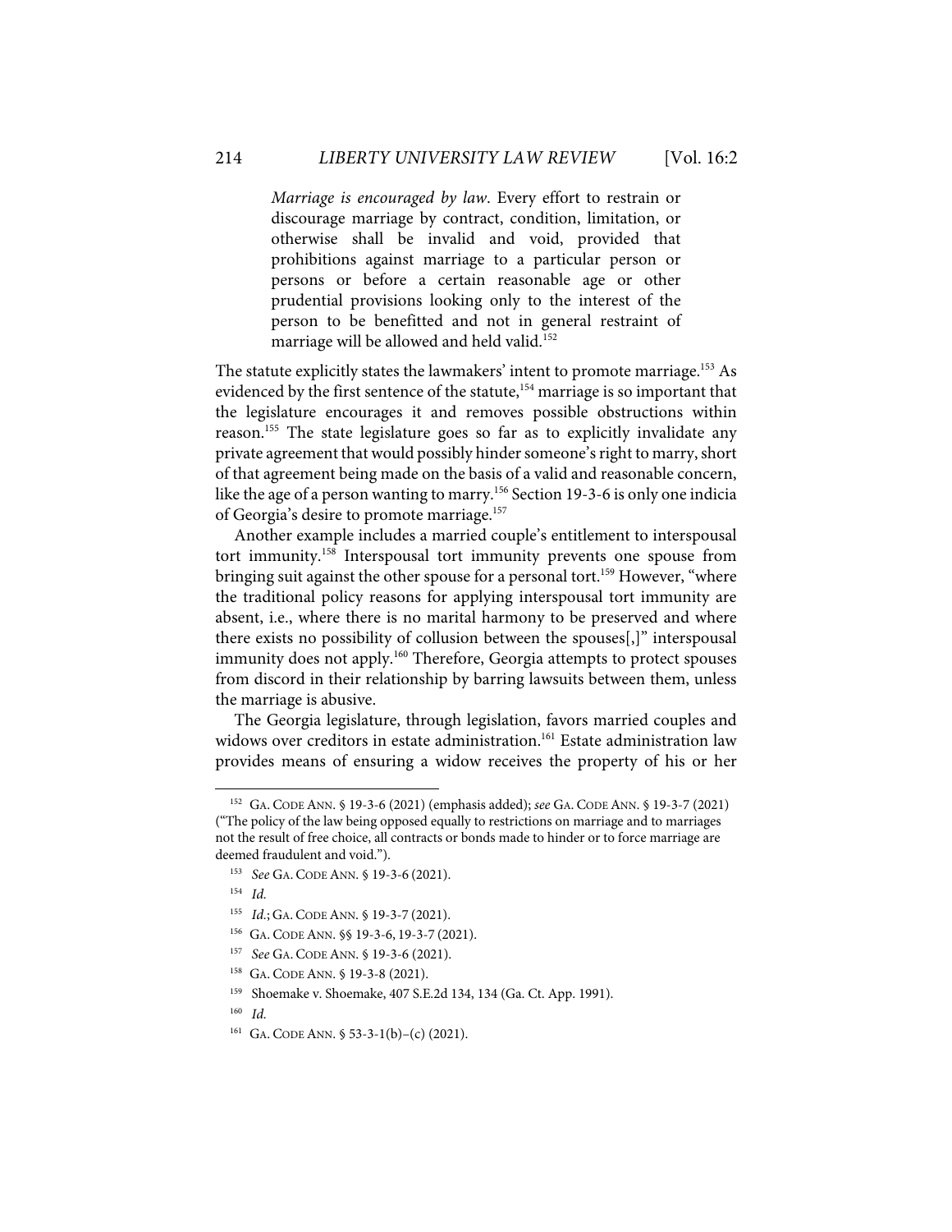> *Marriage is encouraged by law*. Every effort to restrain or discourage marriage by contract, condition, limitation, or otherwise shall be invalid and void, provided that prohibitions against marriage to a particular person or persons or before a certain reasonable age or other prudential provisions looking only to the interest of the person to be benefitted and not in general restraint of marriage will be allowed and held valid.[152]

The statute explicitly states the lawmakers' intent to promote marriage.[153] As evidenced by the first sentence of the statute,[154] marriage is so important that the legislature encourages it and removes possible obstructions within reason.[155] The state legislature goes so far as to explicitly invalidate any private agreement that would possibly hinder someone's right to marry, short of that agreement being made on the basis of a valid and reasonable concern, like the age of a person wanting to marry.[156] Section 19-3-6 is only one indicia of Georgia's desire to promote marriage.[157]

Another example includes a married couple's entitlement to interspousal tort immunity.[158] Interspousal tort immunity prevents one spouse from bringing suit against the other spouse for a personal tort.[159] However, "where the traditional policy reasons for applying interspousal tort immunity are absent, i.e., where there is no marital harmony to be preserved and where there exists no possibility of collusion between the spouses[,]" interspousal immunity does not apply.[160] Therefore, Georgia attempts to protect spouses from discord in their relationship by barring lawsuits between them, unless the marriage is abusive.

The Georgia legislature, through legislation, favors married couples and widows over creditors in estate administration.[161] Estate administration law provides means of ensuring a widow receives the property of his or her

---

[152] GA. CODE ANN. § 19-3-6 (2021) (emphasis added); *see* GA. CODE ANN. § 19-3-7 (2021) ("The policy of the law being opposed equally to restrictions on marriage and to marriages not the result of free choice, all contracts or bonds made to hinder or to force marriage are deemed fraudulent and void.").

[153] *See* GA. CODE ANN. § 19-3-6 (2021).

[154] *Id.*

[155] *Id.*; GA. CODE ANN. § 19-3-7 (2021).

[156] GA. CODE ANN. §§ 19-3-6, 19-3-7 (2021).

[157] *See* GA. CODE ANN. § 19-3-6 (2021).

[158] GA. CODE ANN. § 19-3-8 (2021).

[159] Shoemake v. Shoemake, 407 S.E.2d 134, 134 (Ga. Ct. App. 1991).

[160] *Id.*

[161] GA. CODE ANN. § 53-3-1(b)–(c) (2021).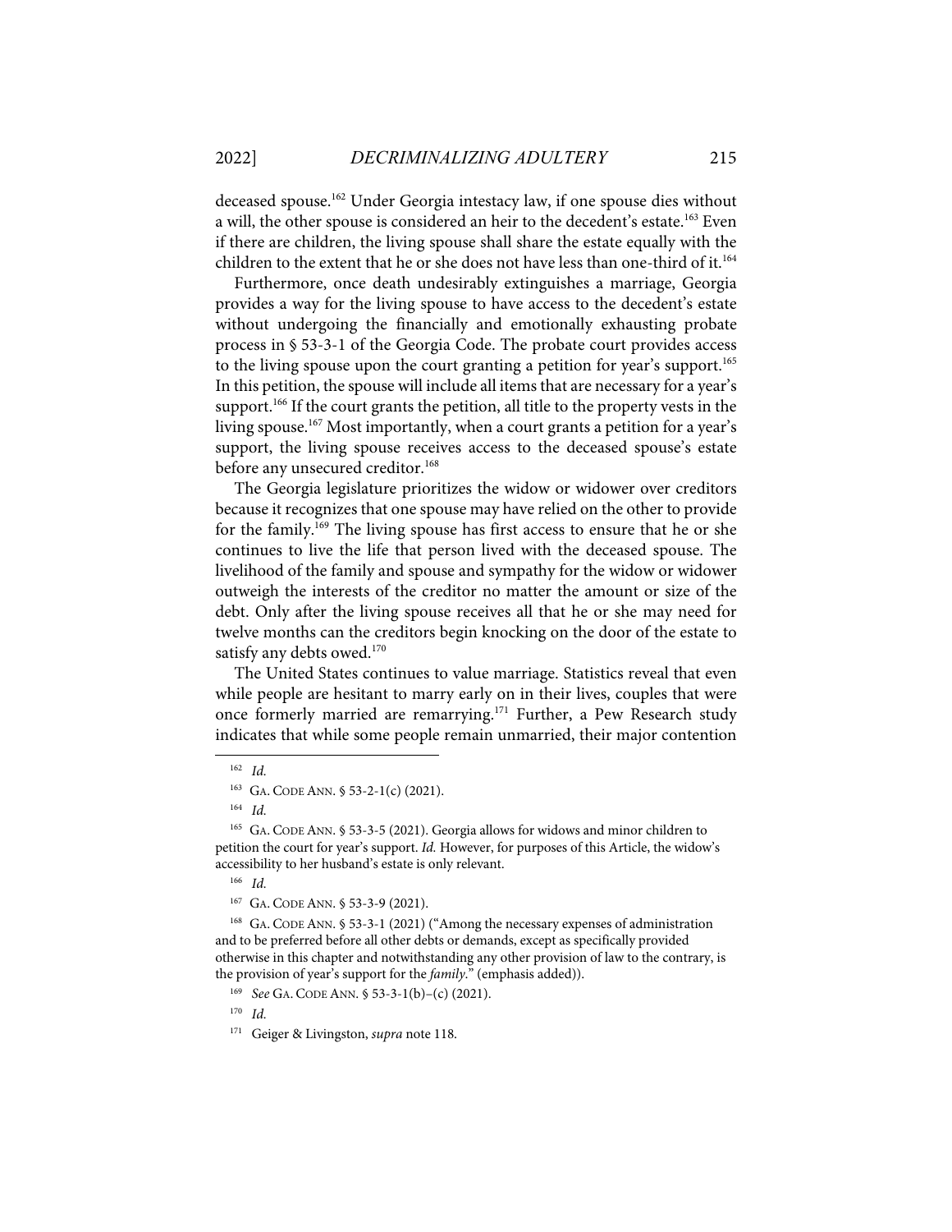deceased spouse.[162] Under Georgia intestacy law, if one spouse dies without a will, the other spouse is considered an heir to the decedent's estate.[163] Even if there are children, the living spouse shall share the estate equally with the children to the extent that he or she does not have less than one-third of it.[164]

Furthermore, once death undesirably extinguishes a marriage, Georgia provides a way for the living spouse to have access to the decedent's estate without undergoing the financially and emotionally exhausting probate process in § 53-3-1 of the Georgia Code. The probate court provides access to the living spouse upon the court granting a petition for year's support.[165] In this petition, the spouse will include all items that are necessary for a year's support.[166] If the court grants the petition, all title to the property vests in the living spouse.[167] Most importantly, when a court grants a petition for a year's support, the living spouse receives access to the deceased spouse's estate before any unsecured creditor.[168]

The Georgia legislature prioritizes the widow or widower over creditors because it recognizes that one spouse may have relied on the other to provide for the family.[169] The living spouse has first access to ensure that he or she continues to live the life that person lived with the deceased spouse. The livelihood of the family and spouse and sympathy for the widow or widower outweigh the interests of the creditor no matter the amount or size of the debt. Only after the living spouse receives all that he or she may need for twelve months can the creditors begin knocking on the door of the estate to satisfy any debts owed.[170]

The United States continues to value marriage. Statistics reveal that even while people are hesitant to marry early on in their lives, couples that were once formerly married are remarrying.[171] Further, a Pew Research study indicates that while some people remain unmarried, their major contention

---

[162] *Id.*

[163] GA. CODE ANN. § 53-2-1(c) (2021).

[164] *Id.*

[165] GA. CODE ANN. § 53-3-5 (2021). Georgia allows for widows and minor children to petition the court for year's support. *Id.* However, for purposes of this Article, the widow's accessibility to her husband's estate is only relevant.

[166] *Id.*

[167] GA. CODE ANN. § 53-3-9 (2021).

[168] GA. CODE ANN. § 53-3-1 (2021) ("Among the necessary expenses of administration and to be preferred before all other debts or demands, except as specifically provided otherwise in this chapter and notwithstanding any other provision of law to the contrary, is the provision of year's support for the *family*." (emphasis added)).

[169] *See* GA. CODE ANN. § 53-3-1(b)–(c) (2021).

[170] *Id.*

[171] Geiger & Livingston, *supra* note 118.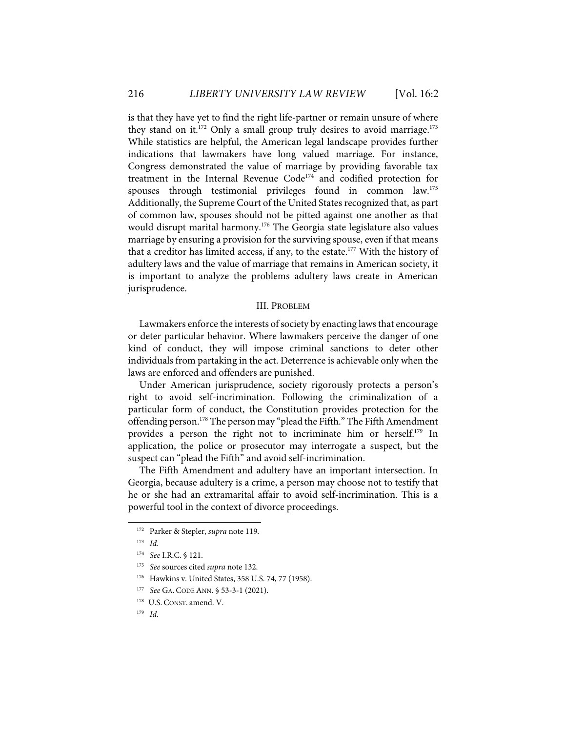is that they have yet to find the right life-partner or remain unsure of where they stand on it.[172] Only a small group truly desires to avoid marriage.[173] While statistics are helpful, the American legal landscape provides further indications that lawmakers have long valued marriage. For instance, Congress demonstrated the value of marriage by providing favorable tax treatment in the Internal Revenue Code[174] and codified protection for spouses through testimonial privileges found in common law.[175] Additionally, the Supreme Court of the United States recognized that, as part of common law, spouses should not be pitted against one another as that would disrupt marital harmony.[176] The Georgia state legislature also values marriage by ensuring a provision for the surviving spouse, even if that means that a creditor has limited access, if any, to the estate.[177] With the history of adultery laws and the value of marriage that remains in American society, it is important to analyze the problems adultery laws create in American jurisprudence.

## III. PROBLEM

Lawmakers enforce the interests of society by enacting laws that encourage or deter particular behavior. Where lawmakers perceive the danger of one kind of conduct, they will impose criminal sanctions to deter other individuals from partaking in the act. Deterrence is achievable only when the laws are enforced and offenders are punished.

Under American jurisprudence, society rigorously protects a person's right to avoid self-incrimination. Following the criminalization of a particular form of conduct, the Constitution provides protection for the offending person.[178] The person may "plead the Fifth." The Fifth Amendment provides a person the right not to incriminate him or herself.[179] In application, the police or prosecutor may interrogate a suspect, but the suspect can "plead the Fifth" and avoid self-incrimination.

The Fifth Amendment and adultery have an important intersection. In Georgia, because adultery is a crime, a person may choose not to testify that he or she had an extramarital affair to avoid self-incrimination. This is a powerful tool in the context of divorce proceedings.

---

172. Parker & Stepler, *supra* note 119.

173. *Id.*

174. *See* I.R.C. § 121.

175. *See* sources cited *supra* note 132.

176. Hawkins v. United States, 358 U.S. 74, 77 (1958).

177. *See* GA. CODE ANN. § 53-3-1 (2021).

178. U.S. CONST. amend. V.

179. *Id.*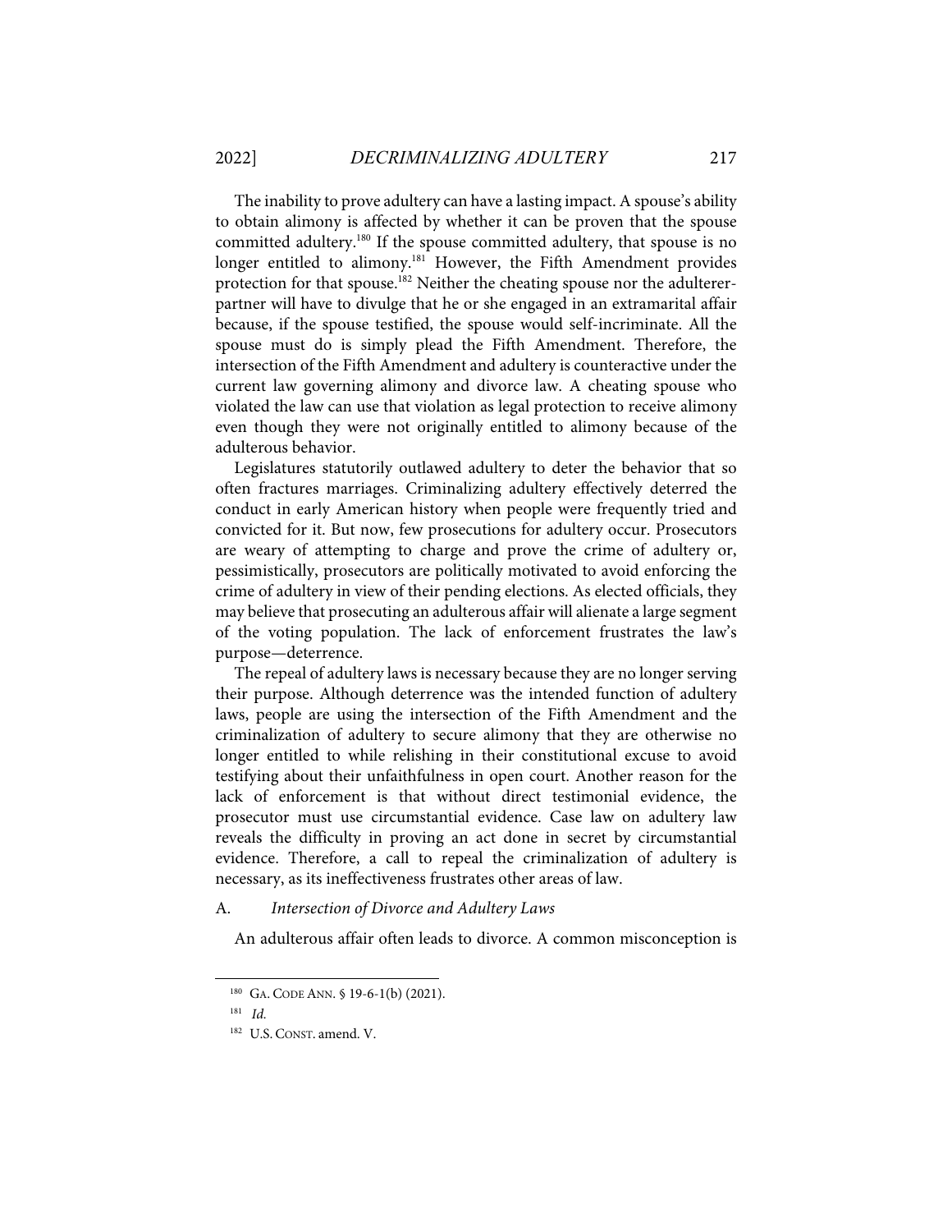The inability to prove adultery can have a lasting impact. A spouse's ability to obtain alimony is affected by whether it can be proven that the spouse committed adultery.[180] If the spouse committed adultery, that spouse is no longer entitled to alimony.[181] However, the Fifth Amendment provides protection for that spouse.[182] Neither the cheating spouse nor the adulterer-partner will have to divulge that he or she engaged in an extramarital affair because, if the spouse testified, the spouse would self-incriminate. All the spouse must do is simply plead the Fifth Amendment. Therefore, the intersection of the Fifth Amendment and adultery is counteractive under the current law governing alimony and divorce law. A cheating spouse who violated the law can use that violation as legal protection to receive alimony even though they were not originally entitled to alimony because of the adulterous behavior.

Legislatures statutorily outlawed adultery to deter the behavior that so often fractures marriages. Criminalizing adultery effectively deterred the conduct in early American history when people were frequently tried and convicted for it. But now, few prosecutions for adultery occur. Prosecutors are weary of attempting to charge and prove the crime of adultery or, pessimistically, prosecutors are politically motivated to avoid enforcing the crime of adultery in view of their pending elections. As elected officials, they may believe that prosecuting an adulterous affair will alienate a large segment of the voting population. The lack of enforcement frustrates the law's purpose—deterrence.

The repeal of adultery laws is necessary because they are no longer serving their purpose. Although deterrence was the intended function of adultery laws, people are using the intersection of the Fifth Amendment and the criminalization of adultery to secure alimony that they are otherwise no longer entitled to while relishing in their constitutional excuse to avoid testifying about their unfaithfulness in open court. Another reason for the lack of enforcement is that without direct testimonial evidence, the prosecutor must use circumstantial evidence. Case law on adultery law reveals the difficulty in proving an act done in secret by circumstantial evidence. Therefore, a call to repeal the criminalization of adultery is necessary, as its ineffectiveness frustrates other areas of law.

### A. *Intersection of Divorce and Adultery Laws*

An adulterous affair often leads to divorce. A common misconception is

---

[180] GA. CODE ANN. § 19-6-1(b) (2021).

[181] *Id.*

[182] U.S. CONST. amend. V.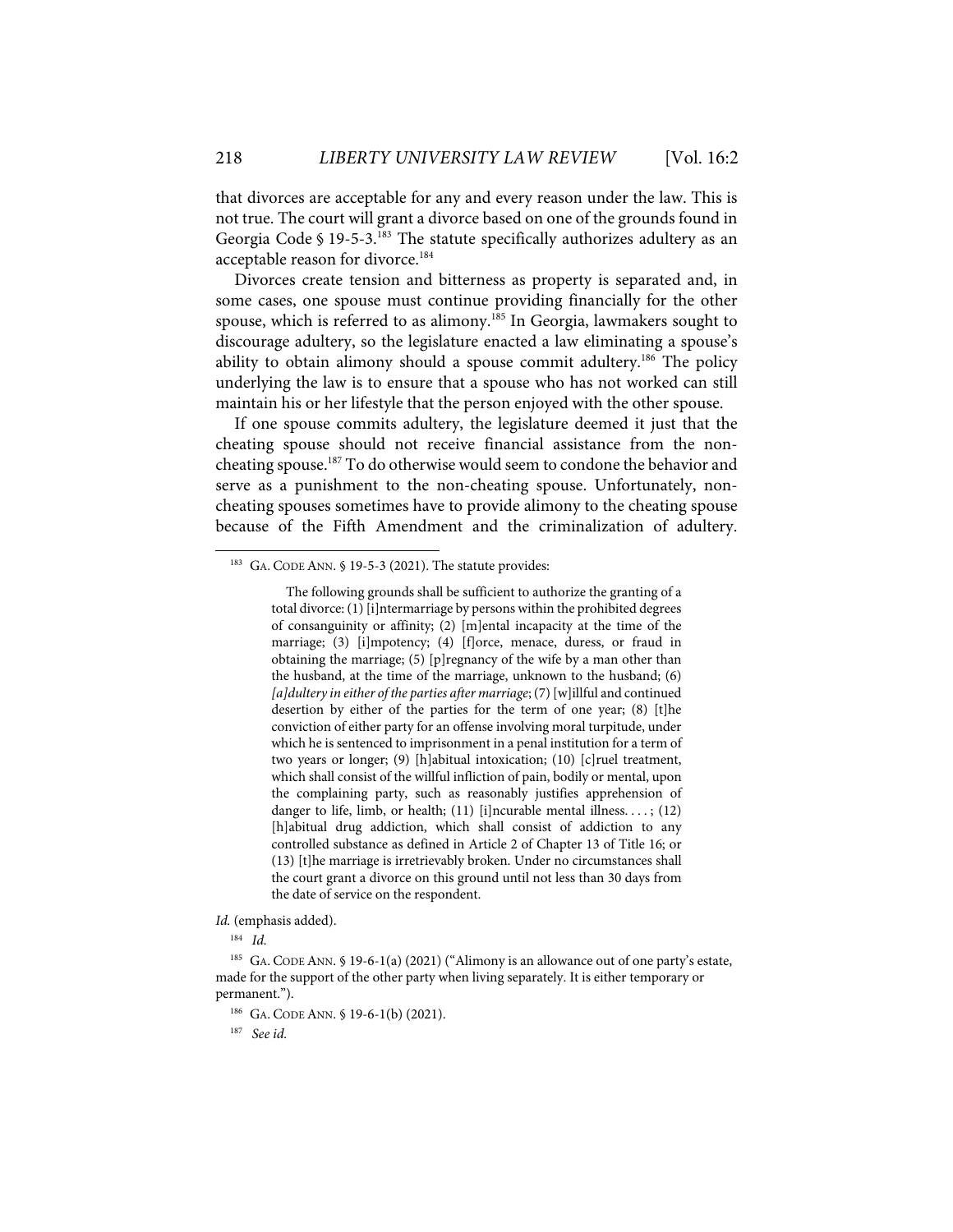that divorces are acceptable for any and every reason under the law. This is not true. The court will grant a divorce based on one of the grounds found in Georgia Code § 19-5-3.[183] The statute specifically authorizes adultery as an acceptable reason for divorce.[184]

Divorces create tension and bitterness as property is separated and, in some cases, one spouse must continue providing financially for the other spouse, which is referred to as alimony.[185] In Georgia, lawmakers sought to discourage adultery, so the legislature enacted a law eliminating a spouse's ability to obtain alimony should a spouse commit adultery.[186] The policy underlying the law is to ensure that a spouse who has not worked can still maintain his or her lifestyle that the person enjoyed with the other spouse.

If one spouse commits adultery, the legislature deemed it just that the cheating spouse should not receive financial assistance from the non-cheating spouse.[187] To do otherwise would seem to condone the behavior and serve as a punishment to the non-cheating spouse. Unfortunately, non-cheating spouses sometimes have to provide alimony to the cheating spouse because of the Fifth Amendment and the criminalization of adultery.

---

[183] GA. CODE ANN. § 19-5-3 (2021). The statute provides:

> The following grounds shall be sufficient to authorize the granting of a total divorce: (1) [i]ntermarriage by persons within the prohibited degrees of consanguinity or affinity; (2) [m]ental incapacity at the time of the marriage; (3) [i]mpotency; (4) [f]orce, menace, duress, or fraud in obtaining the marriage; (5) [p]regnancy of the wife by a man other than the husband, at the time of the marriage, unknown to the husband; (6) *[a]dultery in either of the parties after marriage*; (7) [w]illful and continued desertion by either of the parties for the term of one year; (8) [t]he conviction of either party for an offense involving moral turpitude, under which he is sentenced to imprisonment in a penal institution for a term of two years or longer; (9) [h]abitual intoxication; (10) [c]ruel treatment, which shall consist of the willful infliction of pain, bodily or mental, upon the complaining party, such as reasonably justifies apprehension of danger to life, limb, or health; (11) [i]ncurable mental illness. . . . ; (12) [h]abitual drug addiction, which shall consist of addiction to any controlled substance as defined in Article 2 of Chapter 13 of Title 16; or (13) [t]he marriage is irretrievably broken. Under no circumstances shall the court grant a divorce on this ground until not less than 30 days from the date of service on the respondent.

*Id.* (emphasis added).

[184] *Id.*

[185] GA. CODE ANN. § 19-6-1(a) (2021) ("Alimony is an allowance out of one party's estate, made for the support of the other party when living separately. It is either temporary or permanent.").

[186] GA. CODE ANN. § 19-6-1(b) (2021).

[187] *See id.*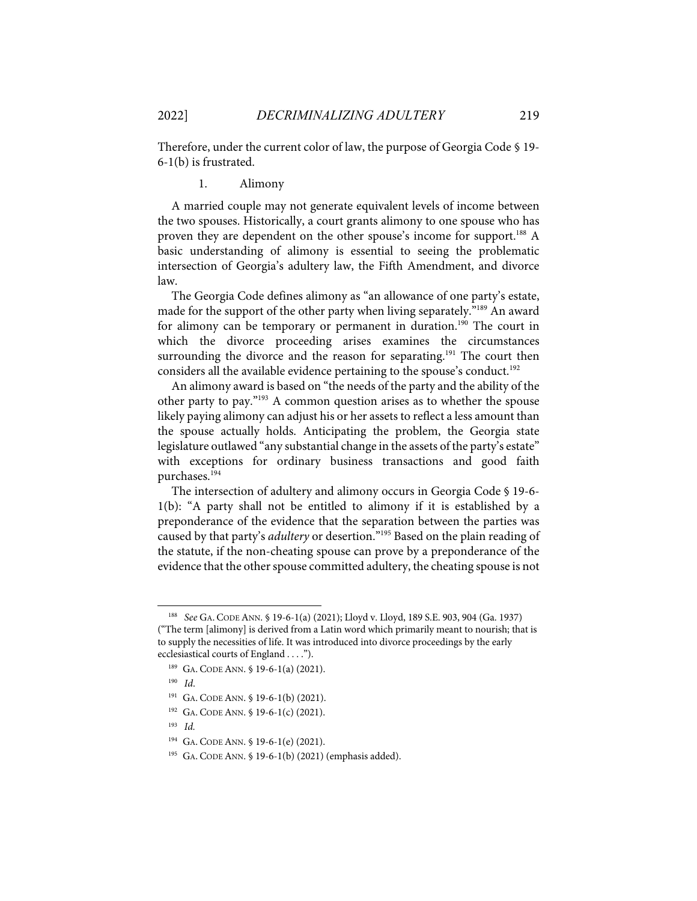Therefore, under the current color of law, the purpose of Georgia Code § 19-6-1(b) is frustrated.

### 1. Alimony

A married couple may not generate equivalent levels of income between the two spouses. Historically, a court grants alimony to one spouse who has proven they are dependent on the other spouse's income for support.[188] A basic understanding of alimony is essential to seeing the problematic intersection of Georgia's adultery law, the Fifth Amendment, and divorce law.

The Georgia Code defines alimony as "an allowance of one party's estate, made for the support of the other party when living separately."[189] An award for alimony can be temporary or permanent in duration.[190] The court in which the divorce proceeding arises examines the circumstances surrounding the divorce and the reason for separating.[191] The court then considers all the available evidence pertaining to the spouse's conduct.[192]

An alimony award is based on "the needs of the party and the ability of the other party to pay."[193] A common question arises as to whether the spouse likely paying alimony can adjust his or her assets to reflect a less amount than the spouse actually holds. Anticipating the problem, the Georgia state legislature outlawed "any substantial change in the assets of the party's estate" with exceptions for ordinary business transactions and good faith purchases.[194]

The intersection of adultery and alimony occurs in Georgia Code § 19-6-1(b): "A party shall not be entitled to alimony if it is established by a preponderance of the evidence that the separation between the parties was caused by that party's *adultery* or desertion."[195] Based on the plain reading of the statute, if the non-cheating spouse can prove by a preponderance of the evidence that the other spouse committed adultery, the cheating spouse is not

---

[188] *See* GA. CODE ANN. § 19-6-1(a) (2021); Lloyd v. Lloyd, 189 S.E. 903, 904 (Ga. 1937) ("The term [alimony] is derived from a Latin word which primarily meant to nourish; that is to supply the necessities of life. It was introduced into divorce proceedings by the early ecclesiastical courts of England . . . .").

[189] GA. CODE ANN. § 19-6-1(a) (2021).

[190] *Id.*

[191] GA. CODE ANN. § 19-6-1(b) (2021).

[192] GA. CODE ANN. § 19-6-1(c) (2021).

[193] *Id.*

[194] GA. CODE ANN. § 19-6-1(e) (2021).

[195] GA. CODE ANN. § 19-6-1(b) (2021) (emphasis added).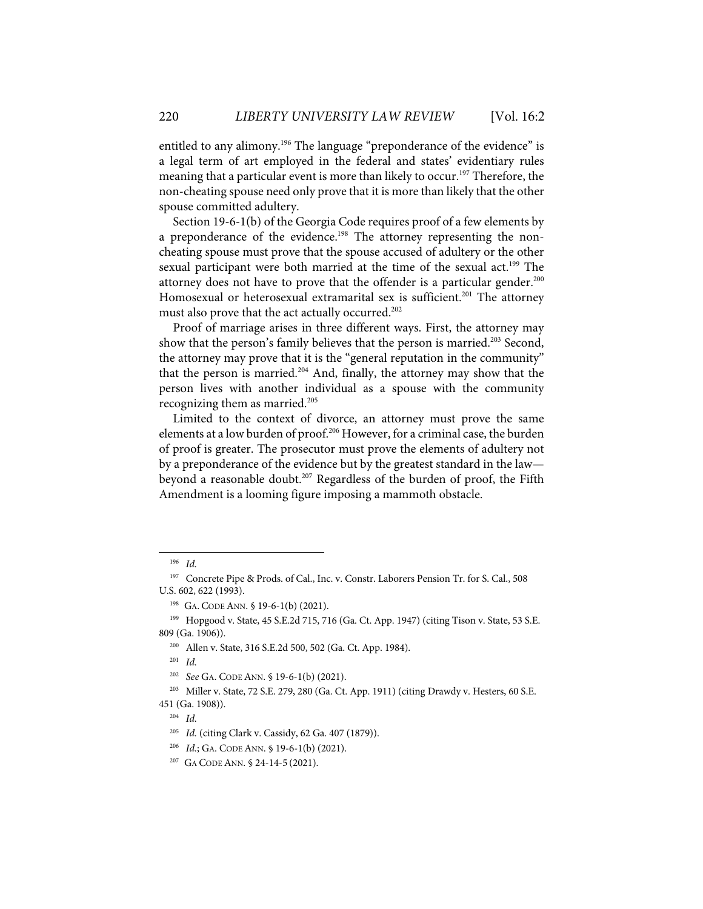entitled to any alimony.[196] The language "preponderance of the evidence" is a legal term of art employed in the federal and states' evidentiary rules meaning that a particular event is more than likely to occur.[197] Therefore, the non-cheating spouse need only prove that it is more than likely that the other spouse committed adultery.

Section 19-6-1(b) of the Georgia Code requires proof of a few elements by a preponderance of the evidence.[198] The attorney representing the non-cheating spouse must prove that the spouse accused of adultery or the other sexual participant were both married at the time of the sexual act.[199] The attorney does not have to prove that the offender is a particular gender.[200] Homosexual or heterosexual extramarital sex is sufficient.[201] The attorney must also prove that the act actually occurred.[202]

Proof of marriage arises in three different ways. First, the attorney may show that the person's family believes that the person is married.[203] Second, the attorney may prove that it is the "general reputation in the community" that the person is married.[204] And, finally, the attorney may show that the person lives with another individual as a spouse with the community recognizing them as married.[205]

Limited to the context of divorce, an attorney must prove the same elements at a low burden of proof.[206] However, for a criminal case, the burden of proof is greater. The prosecutor must prove the elements of adultery not by a preponderance of the evidence but by the greatest standard in the law—beyond a reasonable doubt.[207] Regardless of the burden of proof, the Fifth Amendment is a looming figure imposing a mammoth obstacle.

---

[196] *Id.*

[197] Concrete Pipe & Prods. of Cal., Inc. v. Constr. Laborers Pension Tr. for S. Cal., 508 U.S. 602, 622 (1993).

[198] GA. CODE ANN. § 19-6-1(b) (2021).

[199] Hopgood v. State, 45 S.E.2d 715, 716 (Ga. Ct. App. 1947) (citing Tison v. State, 53 S.E. 809 (Ga. 1906)).

[200] Allen v. State, 316 S.E.2d 500, 502 (Ga. Ct. App. 1984).

[201] *Id.*

[202] *See* GA. CODE ANN. § 19-6-1(b) (2021).

[203] Miller v. State, 72 S.E. 279, 280 (Ga. Ct. App. 1911) (citing Drawdy v. Hesters, 60 S.E. 451 (Ga. 1908)).

[204] *Id.*

[205] *Id.* (citing Clark v. Cassidy, 62 Ga. 407 (1879)).

[206] *Id.*; GA. CODE ANN. § 19-6-1(b) (2021).

[207] GA CODE ANN. § 24-14-5 (2021).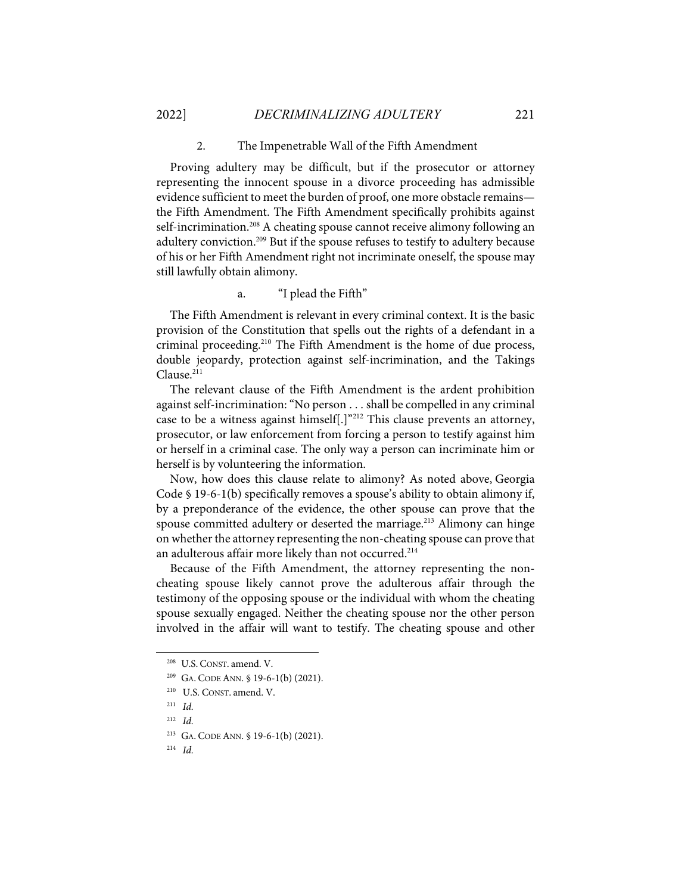### 2. The Impenetrable Wall of the Fifth Amendment

Proving adultery may be difficult, but if the prosecutor or attorney representing the innocent spouse in a divorce proceeding has admissible evidence sufficient to meet the burden of proof, one more obstacle remains—the Fifth Amendment. The Fifth Amendment specifically prohibits against self-incrimination.[208] A cheating spouse cannot receive alimony following an adultery conviction.[209] But if the spouse refuses to testify to adultery because of his or her Fifth Amendment right not incriminate oneself, the spouse may still lawfully obtain alimony.

#### a. "I plead the Fifth"

The Fifth Amendment is relevant in every criminal context. It is the basic provision of the Constitution that spells out the rights of a defendant in a criminal proceeding.[210] The Fifth Amendment is the home of due process, double jeopardy, protection against self-incrimination, and the Takings Clause.[211]

The relevant clause of the Fifth Amendment is the ardent prohibition against self-incrimination: "No person . . . shall be compelled in any criminal case to be a witness against himself[.]"[212] This clause prevents an attorney, prosecutor, or law enforcement from forcing a person to testify against him or herself in a criminal case. The only way a person can incriminate him or herself is by volunteering the information.

Now, how does this clause relate to alimony? As noted above, Georgia Code § 19-6-1(b) specifically removes a spouse's ability to obtain alimony if, by a preponderance of the evidence, the other spouse can prove that the spouse committed adultery or deserted the marriage.[213] Alimony can hinge on whether the attorney representing the non-cheating spouse can prove that an adulterous affair more likely than not occurred.[214]

Because of the Fifth Amendment, the attorney representing the non-cheating spouse likely cannot prove the adulterous affair through the testimony of the opposing spouse or the individual with whom the cheating spouse sexually engaged. Neither the cheating spouse nor the other person involved in the affair will want to testify. The cheating spouse and other

---

[208] U.S. CONST. amend. V.

[209] GA. CODE ANN. § 19-6-1(b) (2021).

[210] U.S. CONST. amend. V.

[211] *Id.*

[212] *Id.*

[213] GA. CODE ANN. § 19-6-1(b) (2021).

[214] *Id.*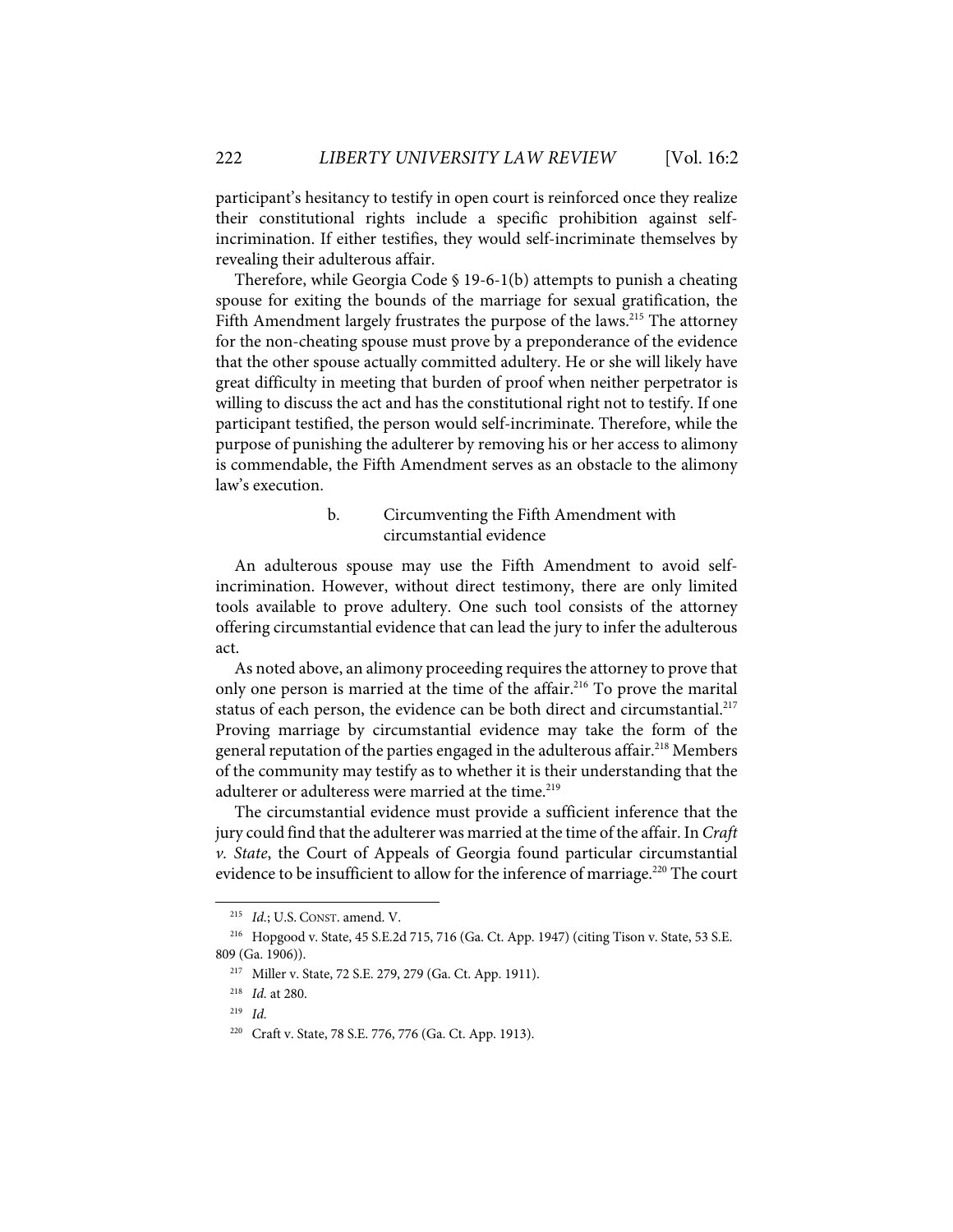participant's hesitancy to testify in open court is reinforced once they realize their constitutional rights include a specific prohibition against self-incrimination. If either testifies, they would self-incriminate themselves by revealing their adulterous affair.

Therefore, while Georgia Code § 19-6-1(b) attempts to punish a cheating spouse for exiting the bounds of the marriage for sexual gratification, the Fifth Amendment largely frustrates the purpose of the laws.[215] The attorney for the non-cheating spouse must prove by a preponderance of the evidence that the other spouse actually committed adultery. He or she will likely have great difficulty in meeting that burden of proof when neither perpetrator is willing to discuss the act and has the constitutional right not to testify. If one participant testified, the person would self-incriminate. Therefore, while the purpose of punishing the adulterer by removing his or her access to alimony is commendable, the Fifth Amendment serves as an obstacle to the alimony law's execution.

#### b. Circumventing the Fifth Amendment with circumstantial evidence

An adulterous spouse may use the Fifth Amendment to avoid self-incrimination. However, without direct testimony, there are only limited tools available to prove adultery. One such tool consists of the attorney offering circumstantial evidence that can lead the jury to infer the adulterous act.

As noted above, an alimony proceeding requires the attorney to prove that only one person is married at the time of the affair.[216] To prove the marital status of each person, the evidence can be both direct and circumstantial.[217] Proving marriage by circumstantial evidence may take the form of the general reputation of the parties engaged in the adulterous affair.[218] Members of the community may testify as to whether it is their understanding that the adulterer or adulteress were married at the time.[219]

The circumstantial evidence must provide a sufficient inference that the jury could find that the adulterer was married at the time of the affair. In *Craft v. State*, the Court of Appeals of Georgia found particular circumstantial evidence to be insufficient to allow for the inference of marriage.[220] The court

---

[215] *Id.*; U.S. CONST. amend. V.

[216] Hopgood v. State, 45 S.E.2d 715, 716 (Ga. Ct. App. 1947) (citing Tison v. State, 53 S.E. 809 (Ga. 1906)).

[217] Miller v. State, 72 S.E. 279, 279 (Ga. Ct. App. 1911).

[218] *Id.* at 280.

[219] *Id.*

[220] Craft v. State, 78 S.E. 776, 776 (Ga. Ct. App. 1913).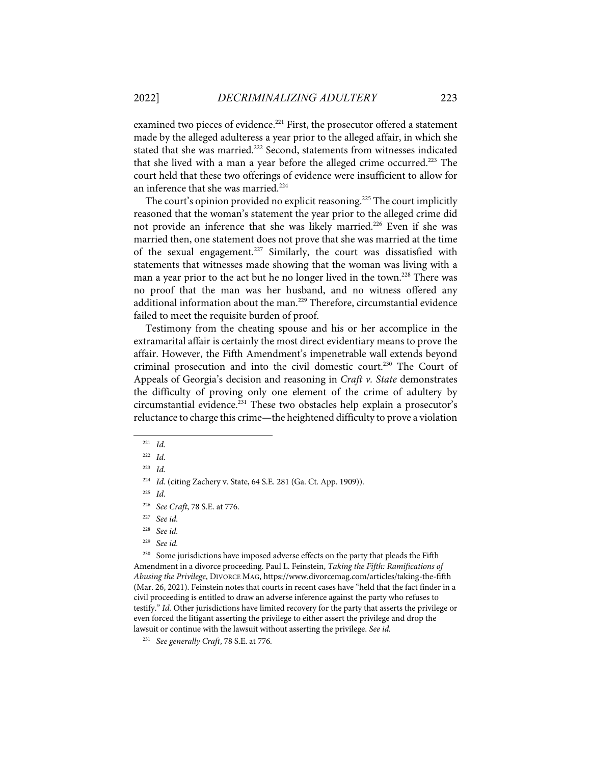examined two pieces of evidence.[221] First, the prosecutor offered a statement made by the alleged adulteress a year prior to the alleged affair, in which she stated that she was married.[222] Second, statements from witnesses indicated that she lived with a man a year before the alleged crime occurred.[223] The court held that these two offerings of evidence were insufficient to allow for an inference that she was married.[224]

The court's opinion provided no explicit reasoning.[225] The court implicitly reasoned that the woman's statement the year prior to the alleged crime did not provide an inference that she was likely married.[226] Even if she was married then, one statement does not prove that she was married at the time of the sexual engagement.[227] Similarly, the court was dissatisfied with statements that witnesses made showing that the woman was living with a man a year prior to the act but he no longer lived in the town.[228] There was no proof that the man was her husband, and no witness offered any additional information about the man.[229] Therefore, circumstantial evidence failed to meet the requisite burden of proof.

Testimony from the cheating spouse and his or her accomplice in the extramarital affair is certainly the most direct evidentiary means to prove the affair. However, the Fifth Amendment's impenetrable wall extends beyond criminal prosecution and into the civil domestic court.[230] The Court of Appeals of Georgia's decision and reasoning in *Craft v. State* demonstrates the difficulty of proving only one element of the crime of adultery by circumstantial evidence.[231] These two obstacles help explain a prosecutor's reluctance to charge this crime—the heightened difficulty to prove a violation

---

[221] *Id.*

[222] *Id.*

[223] *Id.*

[224] *Id.* (citing Zachery v. State, 64 S.E. 281 (Ga. Ct. App. 1909)).

[225] *Id.*

[226] *See Craft*, 78 S.E. at 776.

[227] *See id.*

[228] *See id.*

[229] *See id.*

[230] Some jurisdictions have imposed adverse effects on the party that pleads the Fifth Amendment in a divorce proceeding. Paul L. Feinstein, *Taking the Fifth: Ramifications of Abusing the Privilege*, DIVORCE MAG, https://www.divorcemag.com/articles/taking-the-fifth (Mar. 26, 2021). Feinstein notes that courts in recent cases have "held that the fact finder in a civil proceeding is entitled to draw an adverse inference against the party who refuses to testify." *Id.* Other jurisdictions have limited recovery for the party that asserts the privilege or even forced the litigant asserting the privilege to either assert the privilege and drop the lawsuit or continue with the lawsuit without asserting the privilege. *See id.*

[231] *See generally Craft*, 78 S.E. at 776.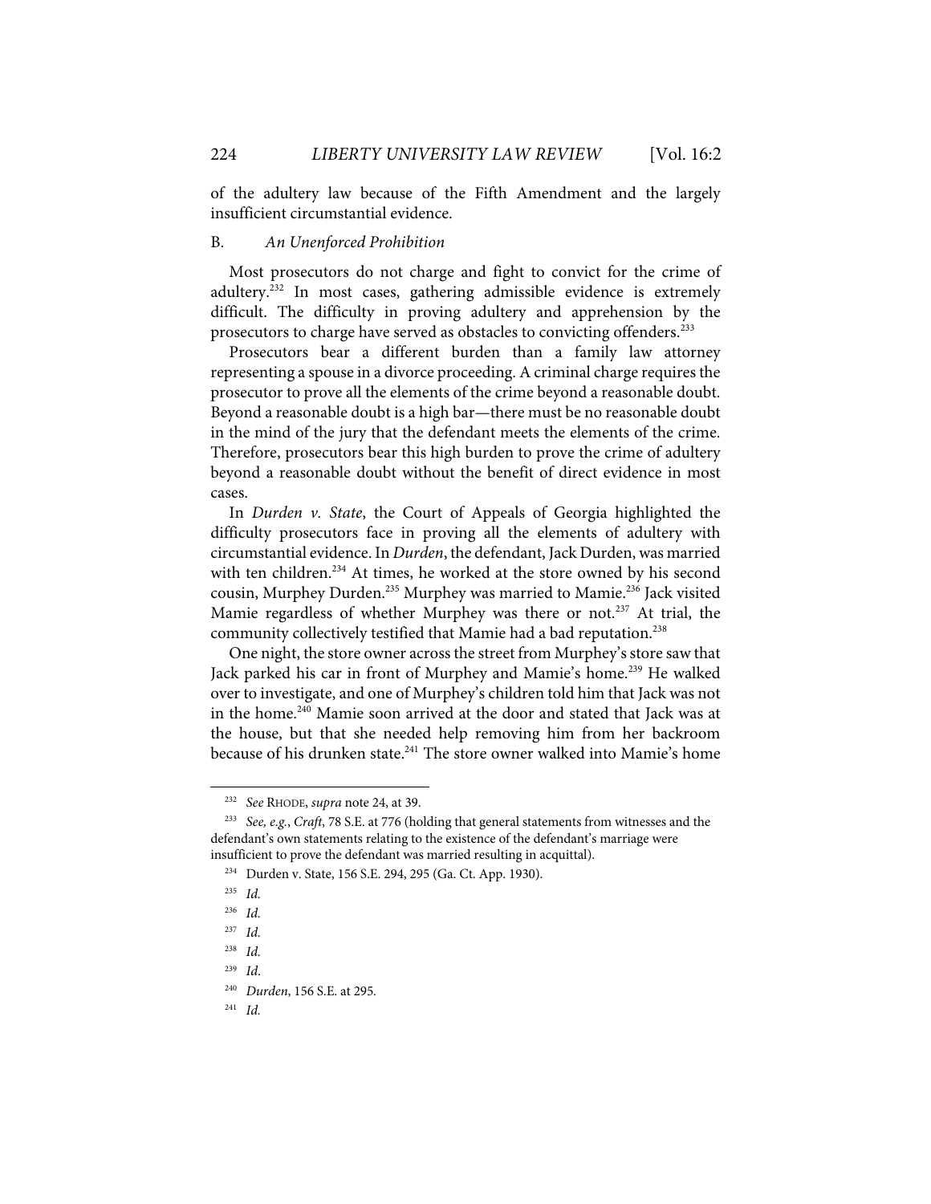of the adultery law because of the Fifth Amendment and the largely insufficient circumstantial evidence.

### B. *An Unenforced Prohibition*

Most prosecutors do not charge and fight to convict for the crime of adultery.[232] In most cases, gathering admissible evidence is extremely difficult. The difficulty in proving adultery and apprehension by the prosecutors to charge have served as obstacles to convicting offenders.[233]

Prosecutors bear a different burden than a family law attorney representing a spouse in a divorce proceeding. A criminal charge requires the prosecutor to prove all the elements of the crime beyond a reasonable doubt. Beyond a reasonable doubt is a high bar—there must be no reasonable doubt in the mind of the jury that the defendant meets the elements of the crime. Therefore, prosecutors bear this high burden to prove the crime of adultery beyond a reasonable doubt without the benefit of direct evidence in most cases.

In *Durden v. State*, the Court of Appeals of Georgia highlighted the difficulty prosecutors face in proving all the elements of adultery with circumstantial evidence. In *Durden*, the defendant, Jack Durden, was married with ten children.[234] At times, he worked at the store owned by his second cousin, Murphey Durden.[235] Murphey was married to Mamie.[236] Jack visited Mamie regardless of whether Murphey was there or not.[237] At trial, the community collectively testified that Mamie had a bad reputation.[238]

One night, the store owner across the street from Murphey's store saw that Jack parked his car in front of Murphey and Mamie's home.[239] He walked over to investigate, and one of Murphey's children told him that Jack was not in the home.[240] Mamie soon arrived at the door and stated that Jack was at the house, but that she needed help removing him from her backroom because of his drunken state.[241] The store owner walked into Mamie's home

---

[232] *See* RHODE, *supra* note 24, at 39.

[233] *See, e.g.*, *Craft*, 78 S.E. at 776 (holding that general statements from witnesses and the defendant's own statements relating to the existence of the defendant's marriage were insufficient to prove the defendant was married resulting in acquittal).

[234] Durden v. State, 156 S.E. 294, 295 (Ga. Ct. App. 1930).

[235] *Id.*

[236] *Id.*

[237] *Id.*

[238] *Id.*

[239] *Id.*

[240] *Durden*, 156 S.E. at 295.

[241] *Id.*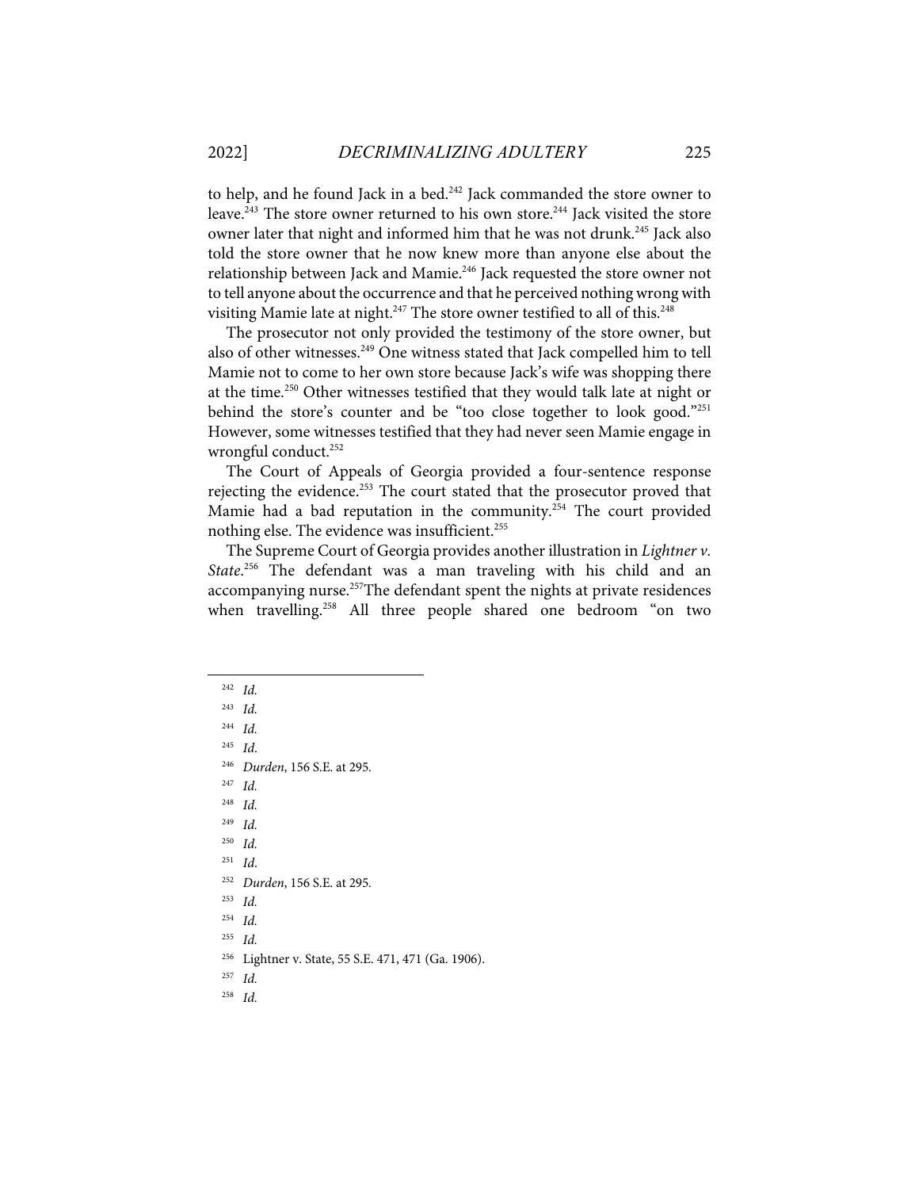to help, and he found Jack in a bed.[242] Jack commanded the store owner to leave.[243] The store owner returned to his own store.[244] Jack visited the store owner later that night and informed him that he was not drunk.[245] Jack also told the store owner that he now knew more than anyone else about the relationship between Jack and Mamie.[246] Jack requested the store owner not to tell anyone about the occurrence and that he perceived nothing wrong with visiting Mamie late at night.[247] The store owner testified to all of this.[248]

The prosecutor not only provided the testimony of the store owner, but also of other witnesses.[249] One witness stated that Jack compelled him to tell Mamie not to come to her own store because Jack's wife was shopping there at the time.[250] Other witnesses testified that they would talk late at night or behind the store's counter and be "too close together to look good."[251] However, some witnesses testified that they had never seen Mamie engage in wrongful conduct.[252]

The Court of Appeals of Georgia provided a four-sentence response rejecting the evidence.[253] The court stated that the prosecutor proved that Mamie had a bad reputation in the community.[254] The court provided nothing else. The evidence was insufficient.[255]

The Supreme Court of Georgia provides another illustration in *Lightner v. State*.[256] The defendant was a man traveling with his child and an accompanying nurse.[257] The defendant spent the nights at private residences when travelling.[258] All three people shared one bedroom "on two

---

[242] *Id.*

[243] *Id.*

[244] *Id.*

[245] *Id.*

[246] *Durden*, 156 S.E. at 295.

[247] *Id.*

[248] *Id.*

[249] *Id.*

[250] *Id.*

[251] *Id.*

[252] *Durden*, 156 S.E. at 295.

[253] *Id.*

[254] *Id.*

[255] *Id.*

[256] Lightner v. State, 55 S.E. 471, 471 (Ga. 1906).

[257] *Id.*

[258] *Id.*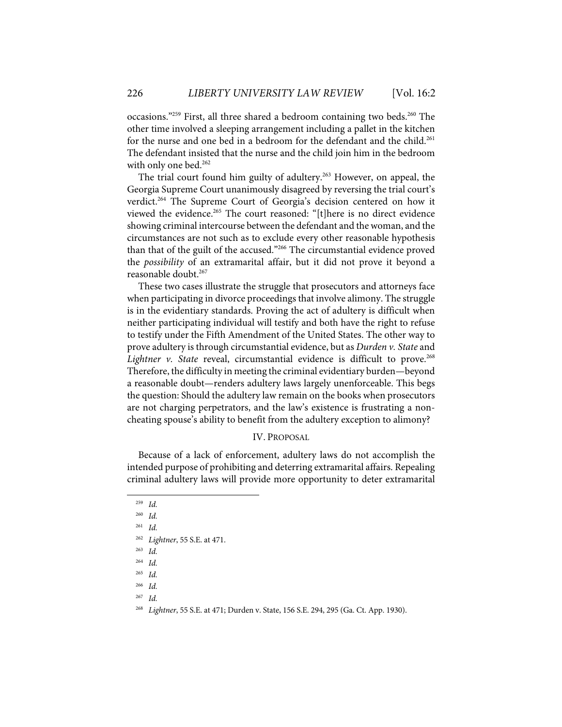occasions."[259] First, all three shared a bedroom containing two beds.[260] The other time involved a sleeping arrangement including a pallet in the kitchen for the nurse and one bed in a bedroom for the defendant and the child.[261] The defendant insisted that the nurse and the child join him in the bedroom with only one bed.[262]

The trial court found him guilty of adultery.[263] However, on appeal, the Georgia Supreme Court unanimously disagreed by reversing the trial court's verdict.[264] The Supreme Court of Georgia's decision centered on how it viewed the evidence.[265] The court reasoned: "[t]here is no direct evidence showing criminal intercourse between the defendant and the woman, and the circumstances are not such as to exclude every other reasonable hypothesis than that of the guilt of the accused."[266] The circumstantial evidence proved the *possibility* of an extramarital affair, but it did not prove it beyond a reasonable doubt.[267]

These two cases illustrate the struggle that prosecutors and attorneys face when participating in divorce proceedings that involve alimony. The struggle is in the evidentiary standards. Proving the act of adultery is difficult when neither participating individual will testify and both have the right to refuse to testify under the Fifth Amendment of the United States. The other way to prove adultery is through circumstantial evidence, but as *Durden v. State* and *Lightner v. State* reveal, circumstantial evidence is difficult to prove.[268] Therefore, the difficulty in meeting the criminal evidentiary burden—beyond a reasonable doubt—renders adultery laws largely unenforceable. This begs the question: Should the adultery law remain on the books when prosecutors are not charging perpetrators, and the law's existence is frustrating a non-cheating spouse's ability to benefit from the adultery exception to alimony?

## IV. PROPOSAL

Because of a lack of enforcement, adultery laws do not accomplish the intended purpose of prohibiting and deterring extramarital affairs. Repealing criminal adultery laws will provide more opportunity to deter extramarital

---

[259] *Id.*

[260] *Id.*

[261] *Id.*

[262] *Lightner*, 55 S.E. at 471.

[263] *Id.*

[264] *Id.*

[265] *Id.*

[266] *Id.*

[267] *Id.*

[268] *Lightner*, 55 S.E. at 471; Durden v. State, 156 S.E. 294, 295 (Ga. Ct. App. 1930).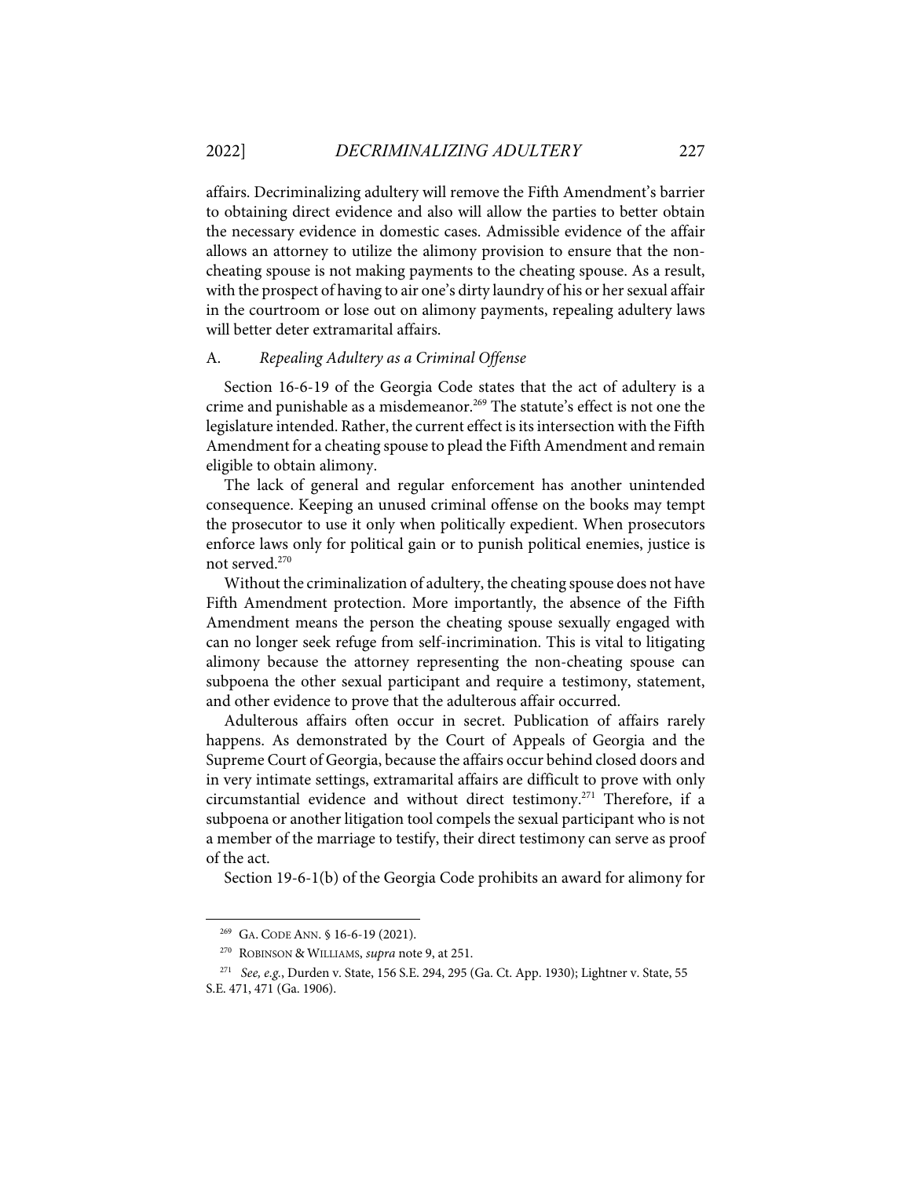affairs. Decriminalizing adultery will remove the Fifth Amendment's barrier to obtaining direct evidence and also will allow the parties to better obtain the necessary evidence in domestic cases. Admissible evidence of the affair allows an attorney to utilize the alimony provision to ensure that the non-cheating spouse is not making payments to the cheating spouse. As a result, with the prospect of having to air one's dirty laundry of his or her sexual affair in the courtroom or lose out on alimony payments, repealing adultery laws will better deter extramarital affairs.

### A. *Repealing Adultery as a Criminal Offense*

Section 16-6-19 of the Georgia Code states that the act of adultery is a crime and punishable as a misdemeanor.[269] The statute's effect is not one the legislature intended. Rather, the current effect is its intersection with the Fifth Amendment for a cheating spouse to plead the Fifth Amendment and remain eligible to obtain alimony.

The lack of general and regular enforcement has another unintended consequence. Keeping an unused criminal offense on the books may tempt the prosecutor to use it only when politically expedient. When prosecutors enforce laws only for political gain or to punish political enemies, justice is not served.[270]

Without the criminalization of adultery, the cheating spouse does not have Fifth Amendment protection. More importantly, the absence of the Fifth Amendment means the person the cheating spouse sexually engaged with can no longer seek refuge from self-incrimination. This is vital to litigating alimony because the attorney representing the non-cheating spouse can subpoena the other sexual participant and require a testimony, statement, and other evidence to prove that the adulterous affair occurred.

Adulterous affairs often occur in secret. Publication of affairs rarely happens. As demonstrated by the Court of Appeals of Georgia and the Supreme Court of Georgia, because the affairs occur behind closed doors and in very intimate settings, extramarital affairs are difficult to prove with only circumstantial evidence and without direct testimony.[271] Therefore, if a subpoena or another litigation tool compels the sexual participant who is not a member of the marriage to testify, their direct testimony can serve as proof of the act.

Section 19-6-1(b) of the Georgia Code prohibits an award for alimony for

---

[269] GA. CODE ANN. § 16-6-19 (2021).

[270] ROBINSON & WILLIAMS, *supra* note 9, at 251.

[271] *See, e.g.*, Durden v. State, 156 S.E. 294, 295 (Ga. Ct. App. 1930); Lightner v. State, 55 S.E. 471, 471 (Ga. 1906).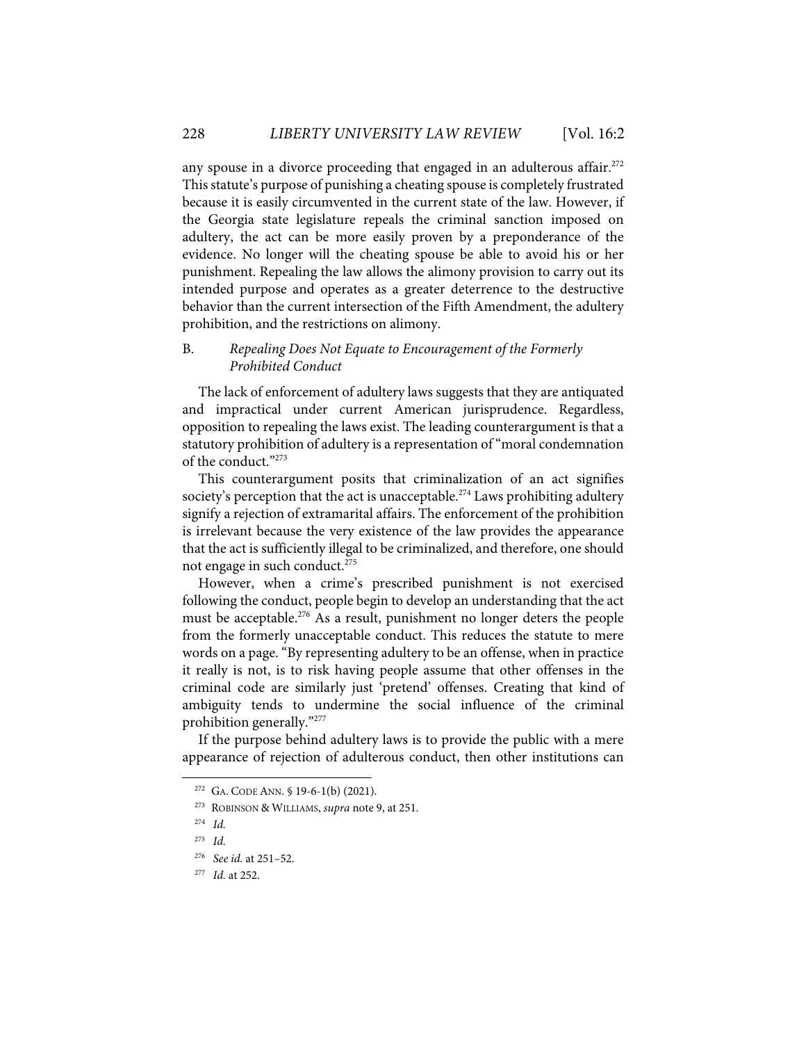any spouse in a divorce proceeding that engaged in an adulterous affair.[272] This statute's purpose of punishing a cheating spouse is completely frustrated because it is easily circumvented in the current state of the law. However, if the Georgia state legislature repeals the criminal sanction imposed on adultery, the act can be more easily proven by a preponderance of the evidence. No longer will the cheating spouse be able to avoid his or her punishment. Repealing the law allows the alimony provision to carry out its intended purpose and operates as a greater deterrence to the destructive behavior than the current intersection of the Fifth Amendment, the adultery prohibition, and the restrictions on alimony.

### B. *Repealing Does Not Equate to Encouragement of the Formerly Prohibited Conduct*

The lack of enforcement of adultery laws suggests that they are antiquated and impractical under current American jurisprudence. Regardless, opposition to repealing the laws exist. The leading counterargument is that a statutory prohibition of adultery is a representation of "moral condemnation of the conduct."[273]

This counterargument posits that criminalization of an act signifies society's perception that the act is unacceptable.[274] Laws prohibiting adultery signify a rejection of extramarital affairs. The enforcement of the prohibition is irrelevant because the very existence of the law provides the appearance that the act is sufficiently illegal to be criminalized, and therefore, one should not engage in such conduct.[275]

However, when a crime's prescribed punishment is not exercised following the conduct, people begin to develop an understanding that the act must be acceptable.[276] As a result, punishment no longer deters the people from the formerly unacceptable conduct. This reduces the statute to mere words on a page. "By representing adultery to be an offense, when in practice it really is not, is to risk having people assume that other offenses in the criminal code are similarly just 'pretend' offenses. Creating that kind of ambiguity tends to undermine the social influence of the criminal prohibition generally."[277]

If the purpose behind adultery laws is to provide the public with a mere appearance of rejection of adulterous conduct, then other institutions can

---

[272] GA. CODE ANN. § 19-6-1(b) (2021).

[273] ROBINSON & WILLIAMS, *supra* note 9, at 251.

[274] *Id.*

[275] *Id.*

[276] *See id.* at 251–52.

[277] *Id.* at 252.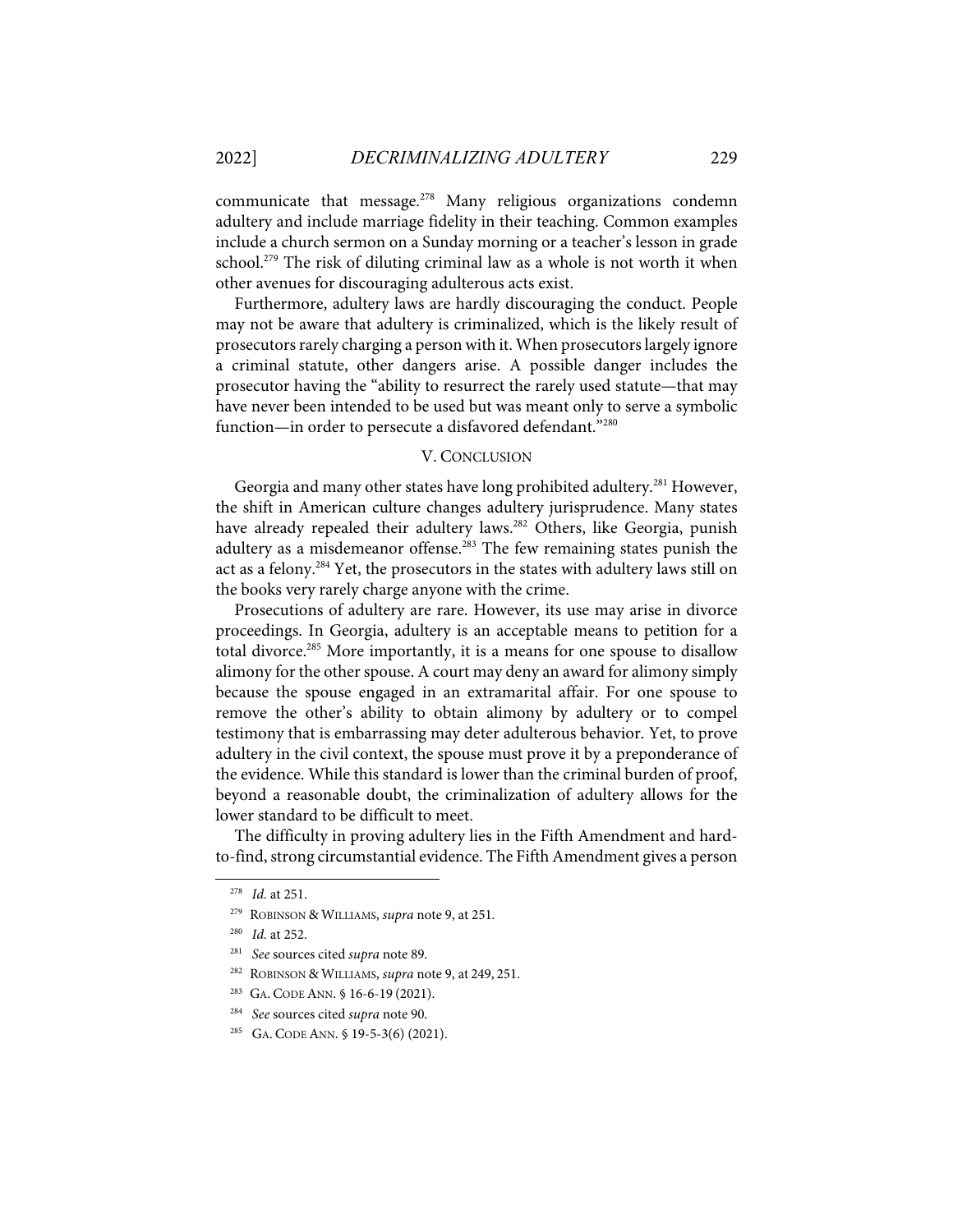communicate that message.[278] Many religious organizations condemn adultery and include marriage fidelity in their teaching. Common examples include a church sermon on a Sunday morning or a teacher's lesson in grade school.[279] The risk of diluting criminal law as a whole is not worth it when other avenues for discouraging adulterous acts exist.

Furthermore, adultery laws are hardly discouraging the conduct. People may not be aware that adultery is criminalized, which is the likely result of prosecutors rarely charging a person with it. When prosecutors largely ignore a criminal statute, other dangers arise. A possible danger includes the prosecutor having the "ability to resurrect the rarely used statute—that may have never been intended to be used but was meant only to serve a symbolic function—in order to persecute a disfavored defendant."[280]

## V. CONCLUSION

Georgia and many other states have long prohibited adultery.[281] However, the shift in American culture changes adultery jurisprudence. Many states have already repealed their adultery laws.[282] Others, like Georgia, punish adultery as a misdemeanor offense.[283] The few remaining states punish the act as a felony.[284] Yet, the prosecutors in the states with adultery laws still on the books very rarely charge anyone with the crime.

Prosecutions of adultery are rare. However, its use may arise in divorce proceedings. In Georgia, adultery is an acceptable means to petition for a total divorce.[285] More importantly, it is a means for one spouse to disallow alimony for the other spouse. A court may deny an award for alimony simply because the spouse engaged in an extramarital affair. For one spouse to remove the other's ability to obtain alimony by adultery or to compel testimony that is embarrassing may deter adulterous behavior. Yet, to prove adultery in the civil context, the spouse must prove it by a preponderance of the evidence. While this standard is lower than the criminal burden of proof, beyond a reasonable doubt, the criminalization of adultery allows for the lower standard to be difficult to meet.

The difficulty in proving adultery lies in the Fifth Amendment and hard-to-find, strong circumstantial evidence. The Fifth Amendment gives a person

---

[278] *Id.* at 251.

[279] ROBINSON & WILLIAMS, *supra* note 9, at 251.

[280] *Id.* at 252.

[281] *See* sources cited *supra* note 89.

[282] ROBINSON & WILLIAMS, *supra* note 9, at 249, 251.

[283] GA. CODE ANN. § 16-6-19 (2021).

[284] *See* sources cited *supra* note 90.

[285] GA. CODE ANN. § 19-5-3(6) (2021).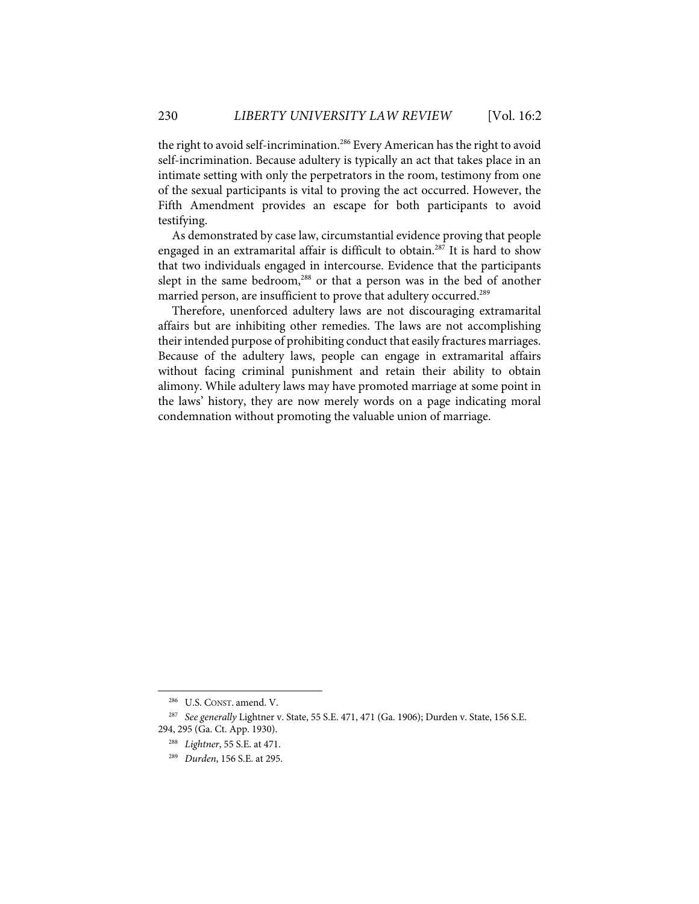the right to avoid self-incrimination.[286] Every American has the right to avoid self-incrimination. Because adultery is typically an act that takes place in an intimate setting with only the perpetrators in the room, testimony from one of the sexual participants is vital to proving the act occurred. However, the Fifth Amendment provides an escape for both participants to avoid testifying.

As demonstrated by case law, circumstantial evidence proving that people engaged in an extramarital affair is difficult to obtain.[287] It is hard to show that two individuals engaged in intercourse. Evidence that the participants slept in the same bedroom,[288] or that a person was in the bed of another married person, are insufficient to prove that adultery occurred.[289]

Therefore, unenforced adultery laws are not discouraging extramarital affairs but are inhibiting other remedies. The laws are not accomplishing their intended purpose of prohibiting conduct that easily fractures marriages. Because of the adultery laws, people can engage in extramarital affairs without facing criminal punishment and retain their ability to obtain alimony. While adultery laws may have promoted marriage at some point in the laws' history, they are now merely words on a page indicating moral condemnation without promoting the valuable union of marriage.

---

[286] U.S. CONST. amend. V.

[287] *See generally* Lightner v. State, 55 S.E. 471, 471 (Ga. 1906); Durden v. State, 156 S.E. 294, 295 (Ga. Ct. App. 1930).

[288] *Lightner*, 55 S.E. at 471.

[289] *Durden*, 156 S.E. at 295.